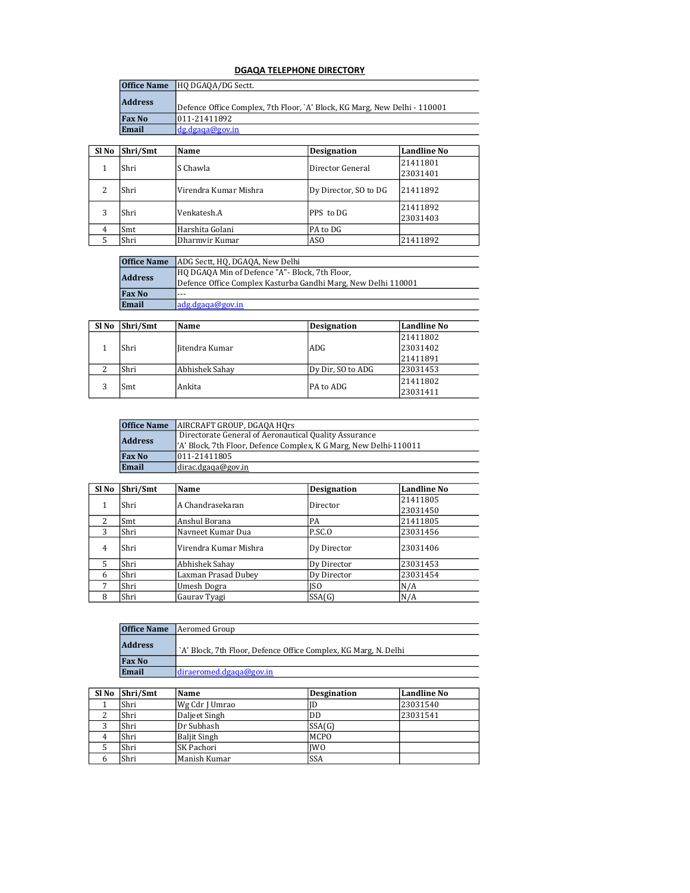# DGAQA TELEPHONE DIRECTORY

| Office Name | HQ DGAQA/DG Sectt. |
|---|---|
| Address | Defence Office Complex, 7th Floor, `A' Block, KG Marg, New Delhi - 110001 |
| Fax No | 011-21411892 |
| Email | dg.dgaqa@gov.in |

| Sl No | Shri/Smt | Name | Designation | Landline No |
|---|---|---|---|---|
| 1 | Shri | S Chawla | Director General | 21411801<br>23031401 |
| 2 | Shri | Virendra Kumar Mishra | Dy Director, SO to DG | 21411892 |
| 3 | Shri | Venkatesh.A | PPS to DG | 21411892<br>23031403 |
| 4 | Smt | Harshita Golani | PA to DG | |
| 5 | Shri | Dharmvir Kumar | ASO | 21411892 |

| Office Name | ADG Sectt, HQ, DGAQA, New Delhi |
|---|---|
| Address | HQ DGAQA Min of Defence "A"- Block, 7th Floor,<br>Defence Office Complex Kasturba Gandhi Marg, New Delhi 110001 |
| Fax No | --- |
| Email | adg.dgaqa@gov.in |

| Sl No | Shri/Smt | Name | Designation | Landline No |
|---|---|---|---|---|
| 1 | Shri | Jitendra Kumar | ADG | 21411802<br>23031402<br>21411891 |
| 2 | Shri | Abhishek Sahay | Dy Dir, SO to ADG | 23031453 |
| 3 | Smt | Ankita | PA to ADG | 21411802<br>23031411 |

| Office Name | AIRCRAFT GROUP, DGAQA HQrs |
|---|---|
| Address | Directorate General of Aeronautical Quality Assurance<br>'A' Block, 7th Floor, Defence Complex, K G Marg, New Delhi-110011 |
| Fax No | 011-21411805 |
| Email | dirac.dgaqa@gov.in |

| Sl No | Shri/Smt | Name | Designation | Landline No |
|---|---|---|---|---|
| 1 | Shri | A Chandrasekaran | Director | 21411805<br>23031450 |
| 2 | Smt | Anshul Borana | PA | 21411805 |
| 3 | Shri | Navneet Kumar Dua | P.SC.O | 23031456 |
| 4 | Shri | Virendra Kumar Mishra | Dy Director | 23031406 |
| 5 | Shri | Abhishek Sahay | Dy Director | 23031453 |
| 6 | Shri | Laxman Prasad Dubey | Dy Director | 23031454 |
| 7 | Shri | Umesh Dogra | JSO | N/A |
| 8 | Shri | Gaurav Tyagi | SSA(G) | N/A |

| Office Name | Aeromed Group |
|---|---|
| Address | `A' Block, 7th Floor, Defence Office Complex, KG Marg, N. Delhi |
| Fax No | |
| Email | diraeromed.dgaqa@gov.in |

| Sl No | Shri/Smt | Name | Designation | Landline No |
|---|---|---|---|---|
| 1 | Shri | Wg Cdr J Umrao | JD | 23031540 |
| 2 | Shri | Daljeet Singh | DD | 23031541 |
| 3 | Shri | Dr Subhash | SSA(G) | |
| 4 | Shri | Baljit Singh | MCPO | |
| 5 | Shri | SK Pachori | JWO | |
| 6 | Shri | Manish Kumar | SSA | |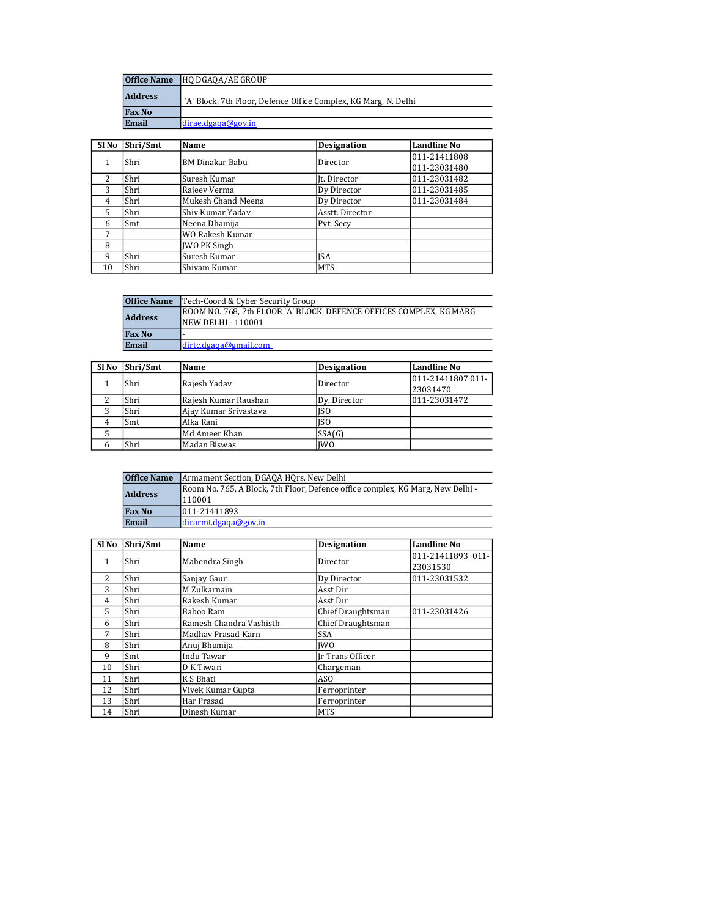| Office Name | HQ DGAQA/AE GROUP |
|---|---|
| Address | `A' Block, 7th Floor, Defence Office Complex, KG Marg, N. Delhi |
| Fax No | |
| Email | dirae.dgaqa@gov.in |

| Sl No | Shri/Smt | Name | Designation | Landline No |
|---|---|---|---|---|
| 1 | Shri | BM Dinakar Babu | Director | 011-21411808 011-23031480 |
| 2 | Shri | Suresh Kumar | Jt. Director | 011-23031482 |
| 3 | Shri | Rajeev Verma | Dy Director | 011-23031485 |
| 4 | Shri | Mukesh Chand Meena | Dy Director | 011-23031484 |
| 5 | Shri | Shiv Kumar Yadav | Asstt. Director | |
| 6 | Smt | Neena Dhamija | Pvt. Secy | |
| 7 | | WO Rakesh Kumar | | |
| 8 | | JWO PK Singh | | |
| 9 | Shri | Suresh Kumar | JSA | |
| 10 | Shri | Shivam Kumar | MTS | |

| Office Name | Tech-Coord & Cyber Security Group |
|---|---|
| Address | ROOM NO. 768, 7th FLOOR 'A' BLOCK, DEFENCE OFFICES COMPLEX, KG MARG NEW DELHI - 110001 |
| Fax No | - |
| Email | dirtc.dgaqa@gmail.com |

| Sl No | Shri/Smt | Name | Designation | Landline No |
|---|---|---|---|---|
| 1 | Shri | Rajesh Yadav | Director | 011-21411807 011-23031470 |
| 2 | Shri | Rajesh Kumar Raushan | Dy. Director | 011-23031472 |
| 3 | Shri | Ajay Kumar Srivastava | JSO | |
| 4 | Smt | Alka Rani | JSO | |
| 5 | | Md Ameer Khan | SSA(G) | |
| 6 | Shri | Madan Biswas | JWO | |

| Office Name | Armament Section, DGAQA HQrs, New Delhi |
|---|---|
| Address | Room No. 765, A Block, 7th Floor, Defence office complex, KG Marg, New Delhi - 110001 |
| Fax No | 011-21411893 |
| Email | dirarmt.dgaqa@gov.in |

| Sl No | Shri/Smt | Name | Designation | Landline No |
|---|---|---|---|---|
| 1 | Shri | Mahendra Singh | Director | 011-21411893 011-23031530 |
| 2 | Shri | Sanjay Gaur | Dy Director | 011-23031532 |
| 3 | Shri | M Zulkarnain | Asst Dir | |
| 4 | Shri | Rakesh Kumar | Asst Dir | |
| 5 | Shri | Baboo Ram | Chief Draughtsman | 011-23031426 |
| 6 | Shri | Ramesh Chandra Vashisth | Chief Draughtsman | |
| 7 | Shri | Madhav Prasad Karn | SSA | |
| 8 | Shri | Anuj Bhumija | JWO | |
| 9 | Smt | Indu Tawar | Jr Trans Officer | |
| 10 | Shri | D K Tiwari | Chargeman | |
| 11 | Shri | K S Bhati | ASO | |
| 12 | Shri | Vivek Kumar Gupta | Ferroprinter | |
| 13 | Shri | Har Prasad | Ferroprinter | |
| 14 | Shri | Dinesh Kumar | MTS | |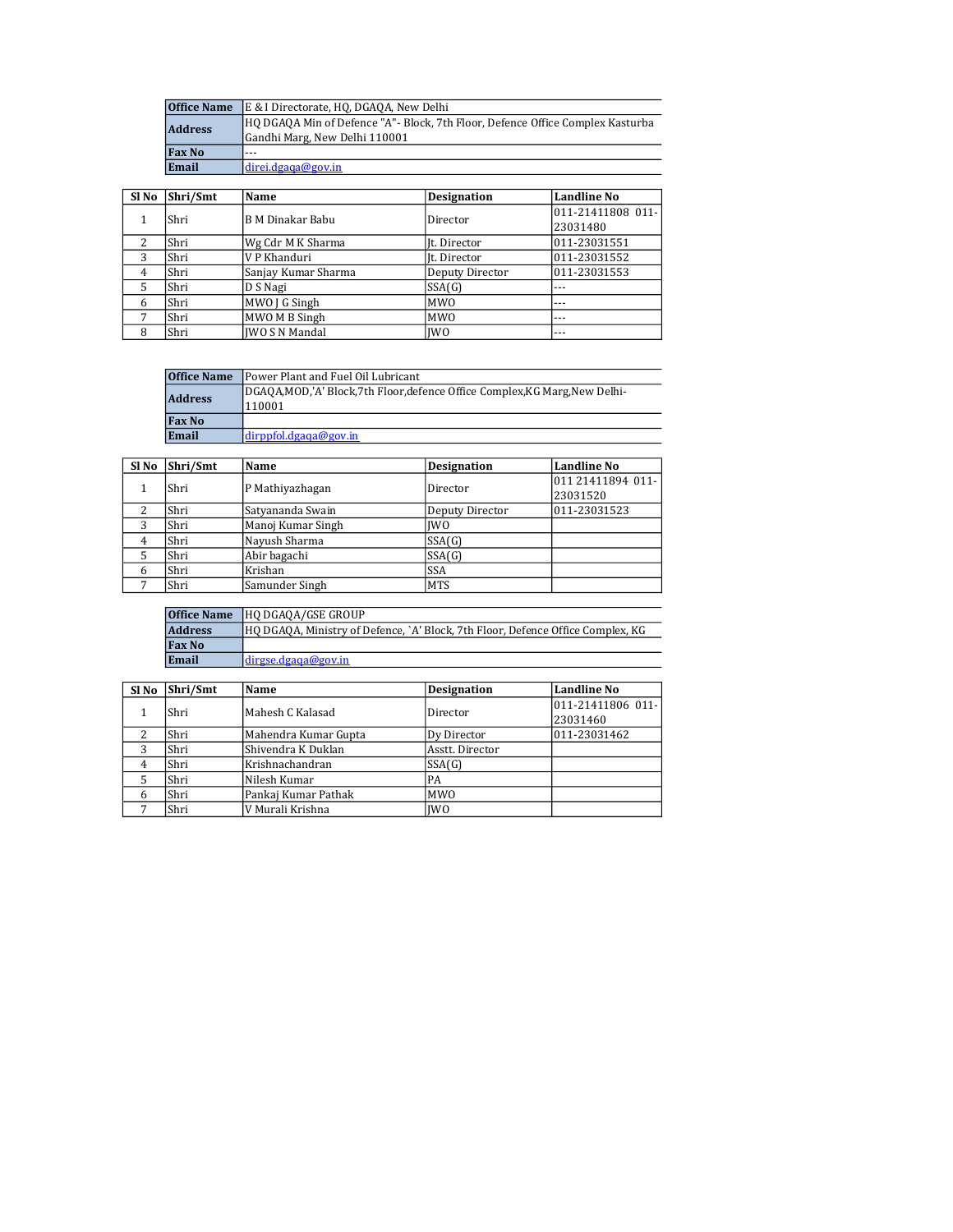| Office Name | E & I Directorate, HQ, DGAQA, New Delhi |
|---|---|
| Address | HQ DGAQA Min of Defence "A"- Block, 7th Floor, Defence Office Complex Kasturba Gandhi Marg, New Delhi 110001 |
| Fax No | --- |
| Email | direi.dgaqa@gov.in |

| Sl No | Shri/Smt | Name | Designation | Landline No |
|---|---|---|---|---|
| 1 | Shri | B M Dinakar Babu | Director | 011-21411808 011-23031480 |
| 2 | Shri | Wg Cdr M K Sharma | Jt. Director | 011-23031551 |
| 3 | Shri | V P Khanduri | Jt. Director | 011-23031552 |
| 4 | Shri | Sanjay Kumar Sharma | Deputy Director | 011-23031553 |
| 5 | Shri | D S Nagi | SSA(G) | --- |
| 6 | Shri | MWO J G Singh | MWO | --- |
| 7 | Shri | MWO M B Singh | MWO | --- |
| 8 | Shri | JWO S N Mandal | JWO | --- |

| Office Name | Power Plant and Fuel Oil Lubricant |
|---|---|
| Address | DGAQA,MOD,'A' Block,7th Floor,defence Office Complex,KG Marg,New Delhi-110001 |
| Fax No | |
| Email | dirppfol.dgaqa@gov.in |

| Sl No | Shri/Smt | Name | Designation | Landline No |
|---|---|---|---|---|
| 1 | Shri | P Mathiyazhagan | Director | 011 21411894 011-23031520 |
| 2 | Shri | Satyananda Swain | Deputy Director | 011-23031523 |
| 3 | Shri | Manoj Kumar Singh | JWO | |
| 4 | Shri | Nayush Sharma | SSA(G) | |
| 5 | Shri | Abir bagachi | SSA(G) | |
| 6 | Shri | Krishan | SSA | |
| 7 | Shri | Samunder Singh | MTS | |

| Office Name | HQ DGAQA/GSE GROUP |
|---|---|
| Address | HQ DGAQA, Ministry of Defence, `A' Block, 7th Floor, Defence Office Complex, KG |
| Fax No | |
| Email | dirgse.dgaqa@gov.in |

| Sl No | Shri/Smt | Name | Designation | Landline No |
|---|---|---|---|---|
| 1 | Shri | Mahesh C Kalasad | Director | 011-21411806 011-23031460 |
| 2 | Shri | Mahendra Kumar Gupta | Dy Director | 011-23031462 |
| 3 | Shri | Shivendra K Duklan | Asstt. Director | |
| 4 | Shri | Krishnachandran | SSA(G) | |
| 5 | Shri | Nilesh Kumar | PA | |
| 6 | Shri | Pankaj Kumar Pathak | MWO | |
| 7 | Shri | V Murali Krishna | JWO | |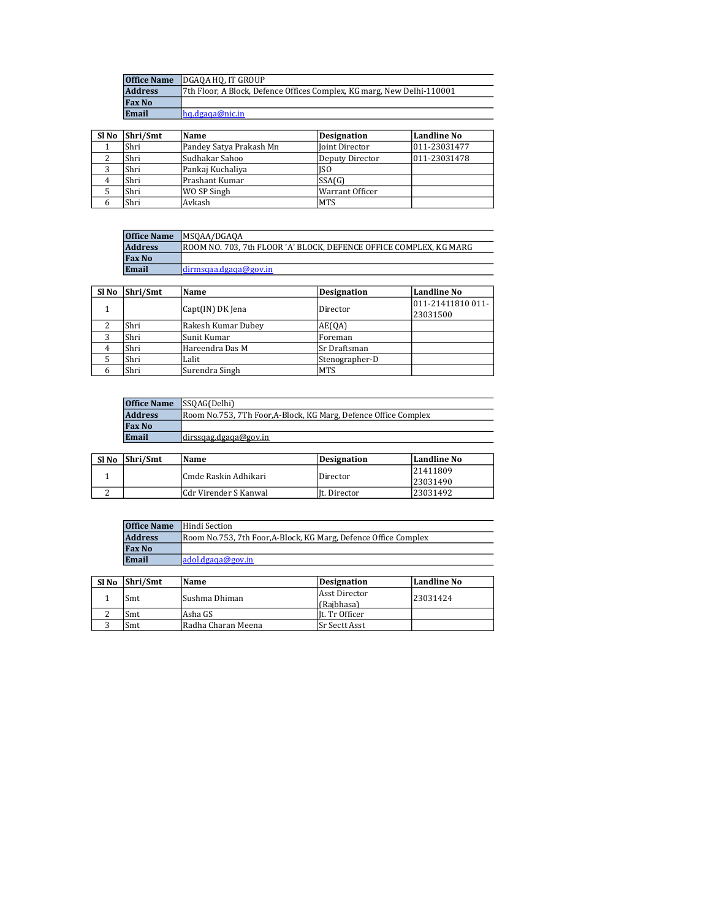| Office Name | DGAQA HQ, IT GROUP |
|---|---|
| Address | 7th Floor, A Block, Defence Offices Complex, KG marg, New Delhi-110001 |
| Fax No | |
| Email | hq.dgaqa@nic.in |

| Sl No | Shri/Smt | Name | Designation | Landline No |
|---|---|---|---|---|
| 1 | Shri | Pandey Satya Prakash Mn | Joint Director | 011-23031477 |
| 2 | Shri | Sudhakar Sahoo | Deputy Director | 011-23031478 |
| 3 | Shri | Pankaj Kuchaliya | JSO | |
| 4 | Shri | Prashant Kumar | SSA(G) | |
| 5 | Shri | WO SP Singh | Warrant Officer | |
| 6 | Shri | Avkash | MTS | |

| Office Name | MSQAA/DGAQA |
|---|---|
| Address | ROOM NO. 703, 7th FLOOR 'A' BLOCK, DEFENCE OFFICE COMPLEX, KG MARG |
| Fax No | |
| Email | dirmsqaa.dgaqa@gov.in |

| Sl No | Shri/Smt | Name | Designation | Landline No |
|---|---|---|---|---|
| 1 | | Capt(IN) DK Jena | Director | 011-21411810 011-23031500 |
| 2 | Shri | Rakesh Kumar Dubey | AE(QA) | |
| 3 | Shri | Sunit Kumar | Foreman | |
| 4 | Shri | Hareendra Das M | Sr Draftsman | |
| 5 | Shri | Lalit | Stenographer-D | |
| 6 | Shri | Surendra Singh | MTS | |

| Office Name | SSQAG(Delhi) |
|---|---|
| Address | Room No.753, 7Th Foor,A-Block, KG Marg, Defence Office Complex |
| Fax No | |
| Email | dirssqag.dgaqa@gov.in |

| Sl No | Shri/Smt | Name | Designation | Landline No |
|---|---|---|---|---|
| 1 | | Cmde Raskin Adhikari | Director | 21411809 23031490 |
| 2 | | Cdr Virender S Kanwal | Jt. Director | 23031492 |

| Office Name | Hindi Section |
|---|---|
| Address | Room No.753, 7th Foor,A-Block, KG Marg, Defence Office Complex |
| Fax No | |
| Email | adol.dgaqa@gov.in |

| Sl No | Shri/Smt | Name | Designation | Landline No |
|---|---|---|---|---|
| 1 | Smt | Sushma Dhiman | Asst Director (Rajbhasa) | 23031424 |
| 2 | Smt | Asha GS | Jt. Tr Officer | |
| 3 | Smt | Radha Charan Meena | Sr Sectt Asst | |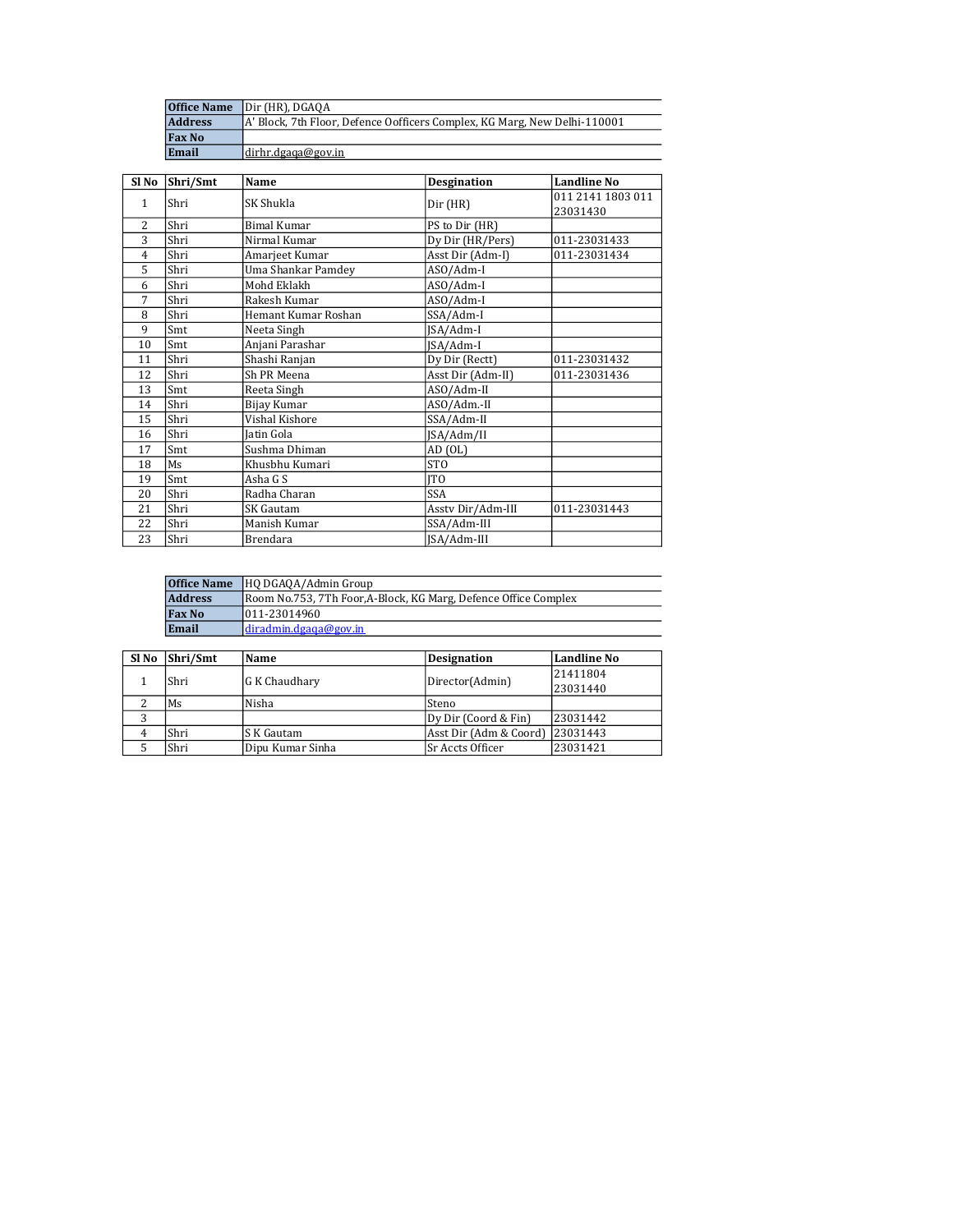| Office Name | Dir (HR), DGAQA |
|---|---|
| Address | A' Block, 7th Floor, Defence Oofficers Complex, KG Marg, New Delhi-110001 |
| Fax No | |
| Email | dirhr.dgaqa@gov.in |

| Sl No | Shri/Smt | Name | Designation | Landline No |
|---|---|---|---|---|
| 1 | Shri | SK Shukla | Dir (HR) | 011 2141 1803 011 23031430 |
| 2 | Shri | Bimal Kumar | PS to Dir (HR) | |
| 3 | Shri | Nirmal Kumar | Dy Dir (HR/Pers) | 011-23031433 |
| 4 | Shri | Amarjeet Kumar | Asst Dir (Adm-I) | 011-23031434 |
| 5 | Shri | Uma Shankar Pamdey | ASO/Adm-I | |
| 6 | Shri | Mohd Eklakh | ASO/Adm-I | |
| 7 | Shri | Rakesh Kumar | ASO/Adm-I | |
| 8 | Shri | Hemant Kumar Roshan | SSA/Adm-I | |
| 9 | Smt | Neeta Singh | JSA/Adm-I | |
| 10 | Smt | Anjani Parashar | JSA/Adm-I | |
| 11 | Shri | Shashi Ranjan | Dy Dir (Rectt) | 011-23031432 |
| 12 | Shri | Sh PR Meena | Asst Dir (Adm-II) | 011-23031436 |
| 13 | Smt | Reeta Singh | ASO/Adm-II | |
| 14 | Shri | Bijay Kumar | ASO/Adm.-II | |
| 15 | Shri | Vishal Kishore | SSA/Adm-II | |
| 16 | Shri | Jatin Gola | JSA/Adm/II | |
| 17 | Smt | Sushma Dhiman | AD (OL) | |
| 18 | Ms | Khusbhu Kumari | STO | |
| 19 | Smt | Asha G S | JTO | |
| 20 | Shri | Radha Charan | SSA | |
| 21 | Shri | SK Gautam | Asstv Dir/Adm-III | 011-23031443 |
| 22 | Shri | Manish Kumar | SSA/Adm-III | |
| 23 | Shri | Brendara | JSA/Adm-III | |

| Office Name | HQ DGAQA/Admin Group |
|---|---|
| Address | Room No.753, 7Th Foor,A-Block, KG Marg, Defence Office Complex |
| Fax No | 011-23014960 |
| Email | diradmin.dgaqa@gov.in |

| Sl No | Shri/Smt | Name | Designation | Landline No |
|---|---|---|---|---|
| 1 | Shri | G K Chaudhary | Director(Admin) | 21411804 23031440 |
| 2 | Ms | Nisha | Steno | |
| 3 | | | Dy Dir (Coord & Fin) | 23031442 |
| 4 | Shri | S K Gautam | Asst Dir (Adm & Coord) | 23031443 |
| 5 | Shri | Dipu Kumar Sinha | Sr Accts Officer | 23031421 |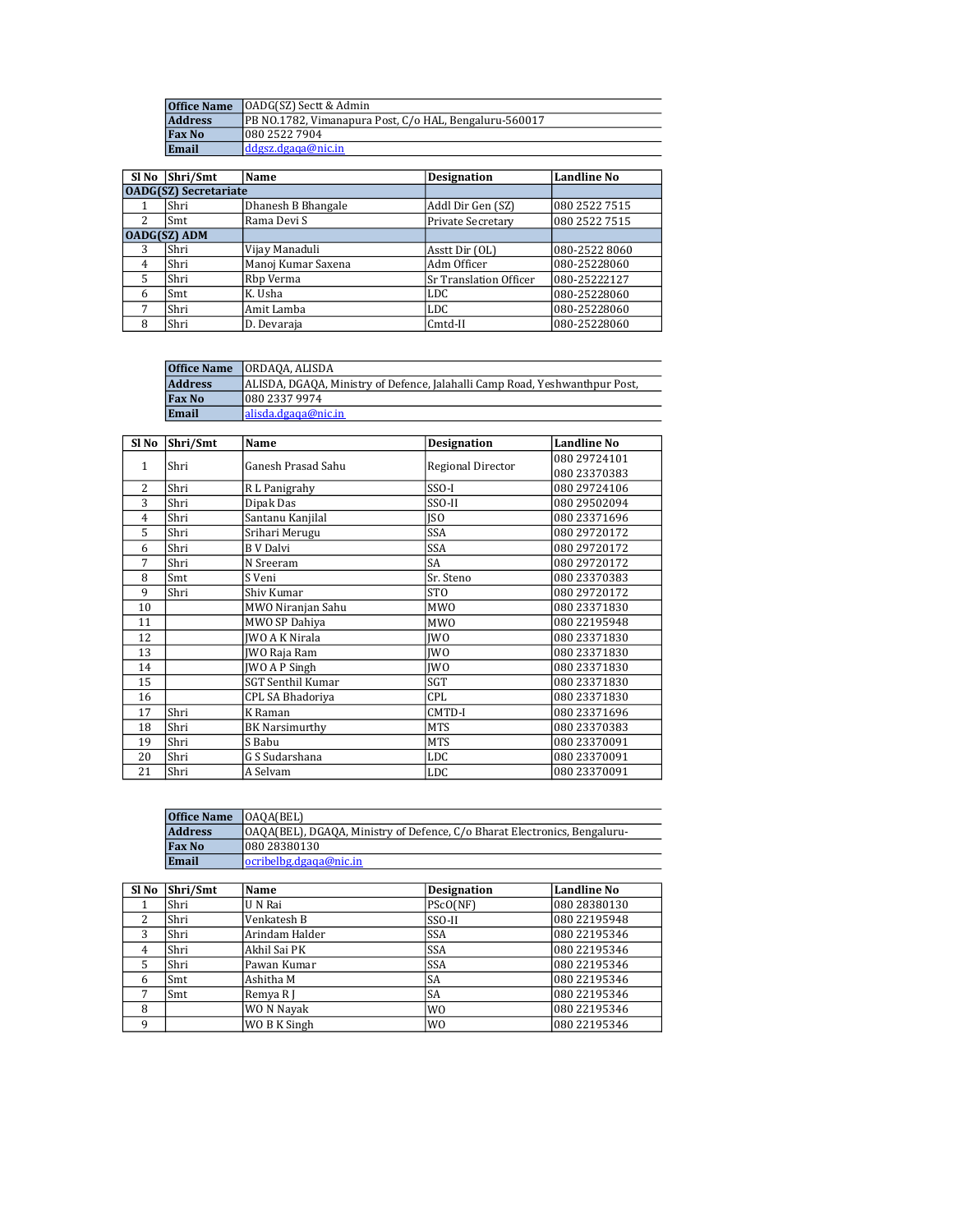| Office Name | OADG(SZ) Sectt & Admin |
|---|---|
| Address | PB NO.1782, Vimanapura Post, C/o HAL, Bengaluru-560017 |
| Fax No | 080 2522 7904 |
| Email | ddgsz.dgaqa@nic.in |

| Sl No | Shri/Smt | Name | Designation | Landline No |
|---|---|---|---|---|
| **OADG(SZ) Secretariate** | | | | |
| 1 | Shri | Dhanesh B Bhangale | Addl Dir Gen (SZ) | 080 2522 7515 |
| 2 | Smt | Rama Devi S | Private Secretary | 080 2522 7515 |
| **OADG(SZ) ADM** | | | | |
| 3 | Shri | Vijay Manaduli | Asstt Dir (OL) | 080-2522 8060 |
| 4 | Shri | Manoj Kumar Saxena | Adm Officer | 080-25228060 |
| 5 | Shri | Rbp Verma | Sr Translation Officer | 080-25222127 |
| 6 | Smt | K. Usha | LDC | 080-25228060 |
| 7 | Shri | Amit Lamba | LDC | 080-25228060 |
| 8 | Shri | D. Devaraja | Cmtd-II | 080-25228060 |

| Office Name | ORDAQA, ALISDA |
|---|---|
| Address | ALISDA, DGAQA, Ministry of Defence, Jalahalli Camp Road, Yeshwanthpur Post, |
| Fax No | 080 2337 9974 |
| Email | alisda.dgaqa@nic.in |

| Sl No | Shri/Smt | Name | Designation | Landline No |
|---|---|---|---|---|
| 1 | Shri | Ganesh Prasad Sahu | Regional Director | 080 29724101<br>080 23370383 |
| 2 | Shri | R L Panigrahy | SSO-I | 080 29724106 |
| 3 | Shri | Dipak Das | SSO-II | 080 29502094 |
| 4 | Shri | Santanu Kanjilal | JSO | 080 23371696 |
| 5 | Shri | Srihari Merugu | SSA | 080 29720172 |
| 6 | Shri | B V Dalvi | SSA | 080 29720172 |
| 7 | Shri | N Sreeram | SA | 080 29720172 |
| 8 | Smt | S Veni | Sr. Steno | 080 23370383 |
| 9 | Shri | Shiv Kumar | STO | 080 29720172 |
| 10 | | MWO Niranjan Sahu | MWO | 080 23371830 |
| 11 | | MWO SP Dahiya | MWO | 080 22195948 |
| 12 | | JWO A K Nirala | JWO | 080 23371830 |
| 13 | | JWO Raja Ram | JWO | 080 23371830 |
| 14 | | JWO A P Singh | JWO | 080 23371830 |
| 15 | | SGT Senthil Kumar | SGT | 080 23371830 |
| 16 | | CPL SA Bhadoriya | CPL | 080 23371830 |
| 17 | Shri | K Raman | CMTD-I | 080 23371696 |
| 18 | Shri | BK Narsimurthy | MTS | 080 23370383 |
| 19 | Shri | S Babu | MTS | 080 23370091 |
| 20 | Shri | G S Sudarshana | LDC | 080 23370091 |
| 21 | Shri | A Selvam | LDC | 080 23370091 |

| Office Name | OAQA(BEL) |
|---|---|
| Address | OAQA(BEL), DGAQA, Ministry of Defence, C/o Bharat Electronics, Bengaluru- |
| Fax No | 080 28380130 |
| Email | ocribelbg.dgaqa@nic.in |

| Sl No | Shri/Smt | Name | Designation | Landline No |
|---|---|---|---|---|
| 1 | Shri | U N Rai | PScO(NF) | 080 28380130 |
| 2 | Shri | Venkatesh B | SSO-II | 080 22195948 |
| 3 | Shri | Arindam Halder | SSA | 080 22195346 |
| 4 | Shri | Akhil Sai PK | SSA | 080 22195346 |
| 5 | Shri | Pawan Kumar | SSA | 080 22195346 |
| 6 | Smt | Ashitha M | SA | 080 22195346 |
| 7 | Smt | Remya R J | SA | 080 22195346 |
| 8 | | WO N Nayak | WO | 080 22195346 |
| 9 | | WO B K Singh | WO | 080 22195346 |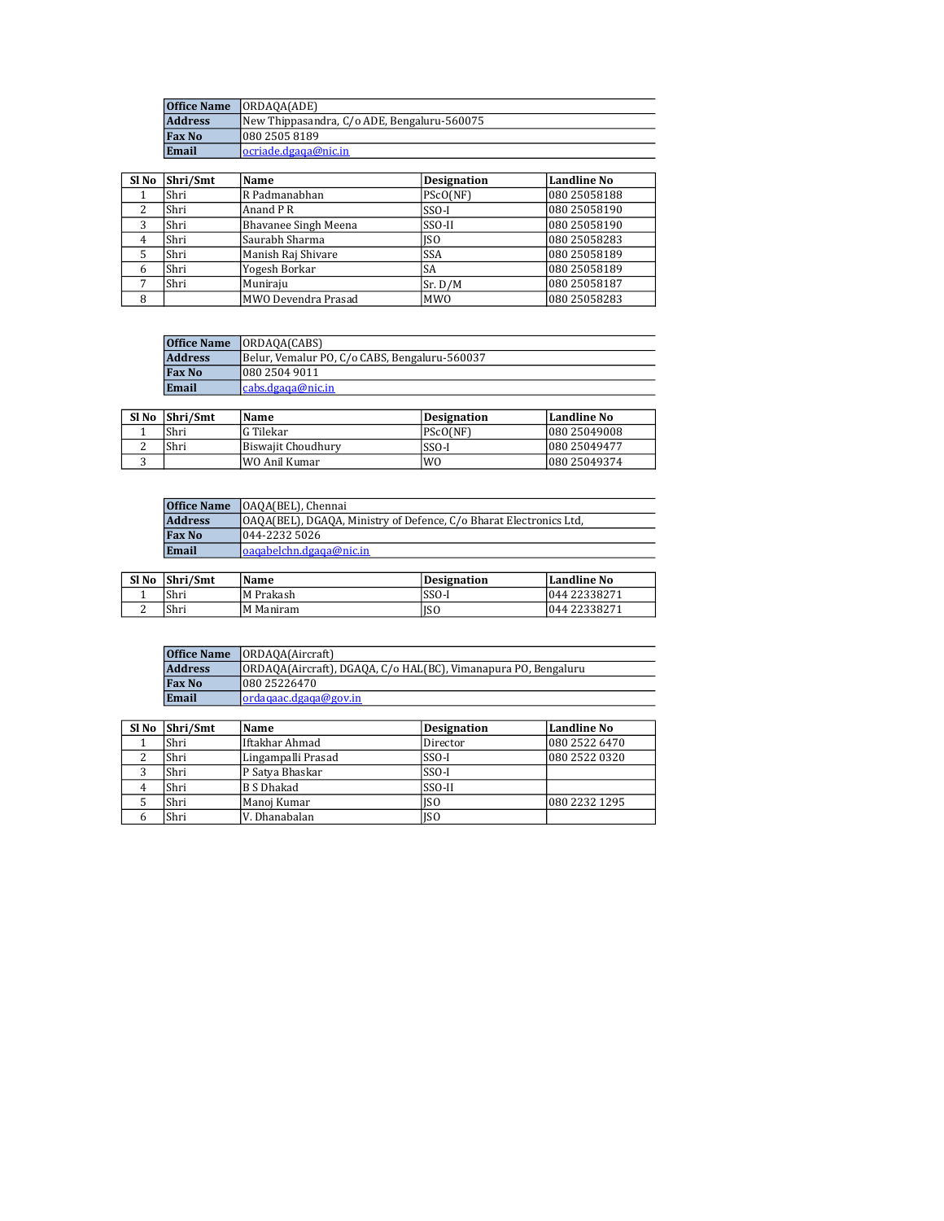| Office Name | ORDAQA(ADE) |
|---|---|
| Address | New Thippasandra, C/o ADE, Bengaluru-560075 |
| Fax No | 080 2505 8189 |
| Email | ocriade.dgaqa@nic.in |

| Sl No | Shri/Smt | Name | Designation | Landline No |
|---|---|---|---|---|
| 1 | Shri | R Padmanabhan | PScO(NF) | 080 25058188 |
| 2 | Shri | Anand P R | SSO-I | 080 25058190 |
| 3 | Shri | Bhavanee Singh Meena | SSO-II | 080 25058190 |
| 4 | Shri | Saurabh Sharma | JSO | 080 25058283 |
| 5 | Shri | Manish Raj Shivare | SSA | 080 25058189 |
| 6 | Shri | Yogesh Borkar | SA | 080 25058189 |
| 7 | Shri | Muniraju | Sr. D/M | 080 25058187 |
| 8 | | MWO Devendra Prasad | MWO | 080 25058283 |

| Office Name | ORDAQA(CABS) |
|---|---|
| Address | Belur, Vemalur PO, C/o CABS, Bengaluru-560037 |
| Fax No | 080 2504 9011 |
| Email | cabs.dgaqa@nic.in |

| Sl No | Shri/Smt | Name | Designation | Landline No |
|---|---|---|---|---|
| 1 | Shri | G Tilekar | PScO(NF) | 080 25049008 |
| 2 | Shri | Biswajit Choudhury | SSO-I | 080 25049477 |
| 3 | | WO Anil Kumar | WO | 080 25049374 |

| Office Name | OAQA(BEL), Chennai |
|---|---|
| Address | OAQA(BEL), DGAQA, Ministry of Defence, C/o Bharat Electronics Ltd, |
| Fax No | 044-2232 5026 |
| Email | oaqabelchn.dgaqa@nic.in |

| Sl No | Shri/Smt | Name | Designation | Landline No |
|---|---|---|---|---|
| 1 | Shri | M Prakash | SSO-I | 044 22338271 |
| 2 | Shri | M Maniram | JSO | 044 22338271 |

| Office Name | ORDAQA(Aircraft) |
|---|---|
| Address | ORDAQA(Aircraft), DGAQA, C/o HAL(BC), Vimanapura PO, Bengaluru |
| Fax No | 080 25226470 |
| Email | ordaqaac.dgaqa@gov.in |

| Sl No | Shri/Smt | Name | Designation | Landline No |
|---|---|---|---|---|
| 1 | Shri | Iftakhar Ahmad | Director | 080 2522 6470 |
| 2 | Shri | Lingampalli Prasad | SSO-I | 080 2522 0320 |
| 3 | Shri | P Satya Bhaskar | SSO-I | |
| 4 | Shri | B S Dhakad | SSO-II | |
| 5 | Shri | Manoj Kumar | JSO | 080 2232 1295 |
| 6 | Shri | V. Dhanabalan | JSO | |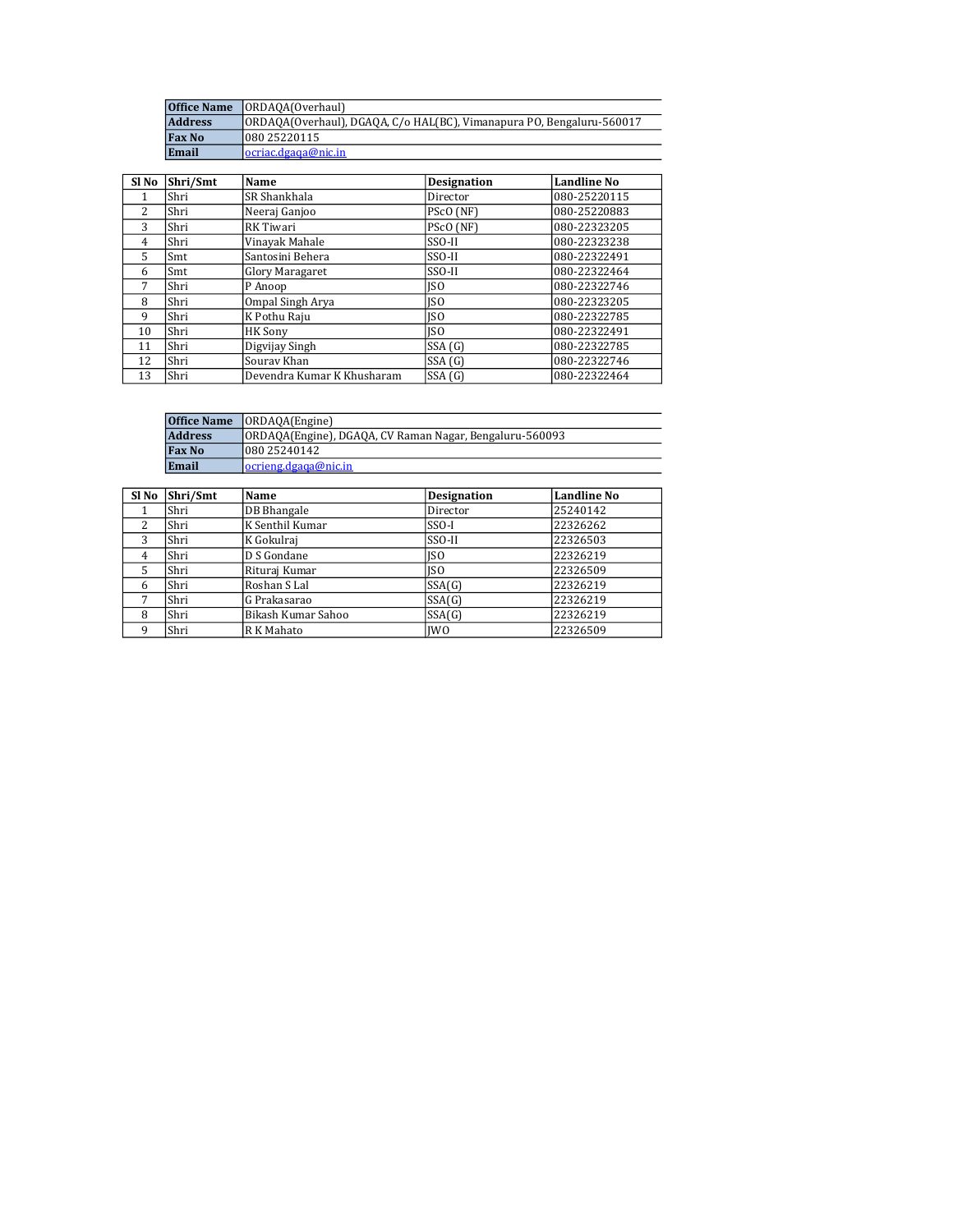| Office Name | ORDAQA(Overhaul) |
|---|---|
| Address | ORDAQA(Overhaul), DGAQA, C/o HAL(BC), Vimanapura PO, Bengaluru-560017 |
| Fax No | 080 25220115 |
| Email | ocriac.dgaqa@nic.in |

| Sl No | Shri/Smt | Name | Designation | Landline No |
|---|---|---|---|---|
| 1 | Shri | SR Shankhala | Director | 080-25220115 |
| 2 | Shri | Neeraj Ganjoo | PScO (NF) | 080-25220883 |
| 3 | Shri | RK Tiwari | PScO (NF) | 080-22323205 |
| 4 | Shri | Vinayak Mahale | SSO-II | 080-22323238 |
| 5 | Smt | Santosini Behera | SSO-II | 080-22322491 |
| 6 | Smt | Glory Maragaret | SSO-II | 080-22322464 |
| 7 | Shri | P Anoop | JSO | 080-22322746 |
| 8 | Shri | Ompal Singh Arya | JSO | 080-22323205 |
| 9 | Shri | K Pothu Raju | JSO | 080-22322785 |
| 10 | Shri | HK Sony | JSO | 080-22322491 |
| 11 | Shri | Digvijay Singh | SSA (G) | 080-22322785 |
| 12 | Shri | Sourav Khan | SSA (G) | 080-22322746 |
| 13 | Shri | Devendra Kumar K Khusharam | SSA (G) | 080-22322464 |

| Office Name | ORDAQA(Engine) |
|---|---|
| Address | ORDAQA(Engine), DGAQA, CV Raman Nagar, Bengaluru-560093 |
| Fax No | 080 25240142 |
| Email | ocrieng.dgaqa@nic.in |

| Sl No | Shri/Smt | Name | Designation | Landline No |
|---|---|---|---|---|
| 1 | Shri | DB Bhangale | Director | 25240142 |
| 2 | Shri | K Senthil Kumar | SSO-I | 22326262 |
| 3 | Shri | K Gokulraj | SSO-II | 22326503 |
| 4 | Shri | D S Gondane | JSO | 22326219 |
| 5 | Shri | Rituraj Kumar | JSO | 22326509 |
| 6 | Shri | Roshan S Lal | SSA(G) | 22326219 |
| 7 | Shri | G Prakasarao | SSA(G) | 22326219 |
| 8 | Shri | Bikash Kumar Sahoo | SSA(G) | 22326219 |
| 9 | Shri | R K Mahato | JWO | 22326509 |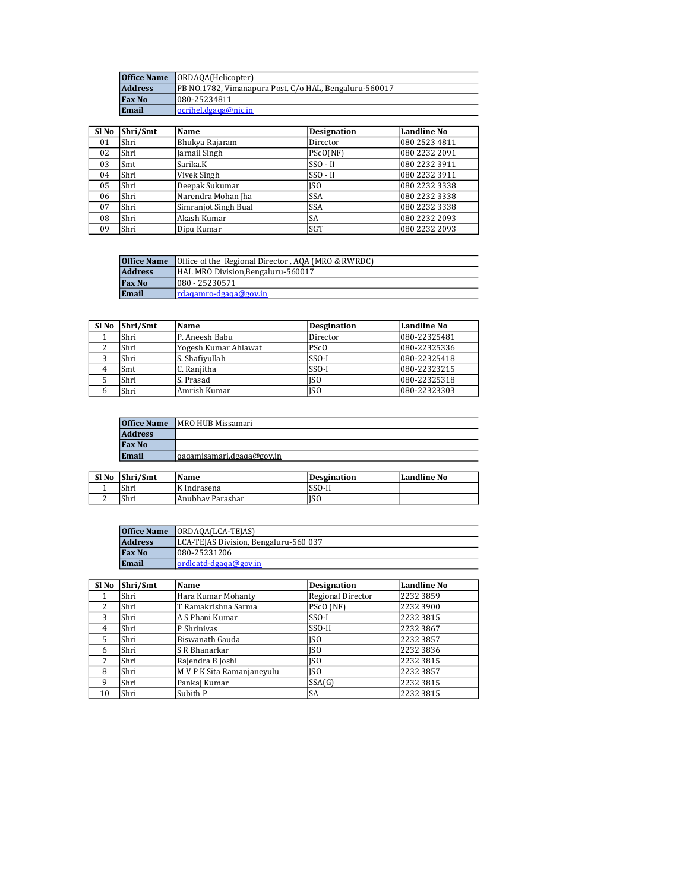| Office Name | ORDAQA(Helicopter) |
|---|---|
| Address | PB NO.1782, Vimanapura Post, C/o HAL, Bengaluru-560017 |
| Fax No | 080-25234811 |
| Email | ocrihel.dgaqa@nic.in |

| Sl No | Shri/Smt | Name | Designation | Landline No |
|---|---|---|---|---|
| 01 | Shri | Bhukya Rajaram | Director | 080 2523 4811 |
| 02 | Shri | Jarnail Singh | PScO(NF) | 080 2232 2091 |
| 03 | Smt | Sarika.K | SSO - II | 080 2232 3911 |
| 04 | Shri | Vivek Singh | SSO - II | 080 2232 3911 |
| 05 | Shri | Deepak Sukumar | JSO | 080 2232 3338 |
| 06 | Shri | Narendra Mohan Jha | SSA | 080 2232 3338 |
| 07 | Shri | Simranjot Singh Bual | SSA | 080 2232 3338 |
| 08 | Shri | Akash Kumar | SA | 080 2232 2093 |
| 09 | Shri | Dipu Kumar | SGT | 080 2232 2093 |

| Office Name | Office of the Regional Director , AQA (MRO & RWRDC) |
|---|---|
| Address | HAL MRO Division,Bengaluru-560017 |
| Fax No | 080 - 25230571 |
| Email | rdaqamro-dgaqa@gov.in |

| Sl No | Shri/Smt | Name | Desgination | Landline No |
|---|---|---|---|---|
| 1 | Shri | P. Aneesh Babu | Director | 080-22325481 |
| 2 | Shri | Yogesh Kumar Ahlawat | PScO | 080-22325336 |
| 3 | Shri | S. Shafiyullah | SSO-I | 080-22325418 |
| 4 | Smt | C. Ranjitha | SSO-I | 080-22323215 |
| 5 | Shri | S. Prasad | JSO | 080-22325318 |
| 6 | Shri | Amrish Kumar | JSO | 080-22323303 |

| Office Name | MRO HUB Missamari |
|---|---|
| Address | |
| Fax No | |
| Email | oaqamisamari.dgaqa@gov.in |

| Sl No | Shri/Smt | Name | Desgination | Landline No |
|---|---|---|---|---|
| 1 | Shri | K Indrasena | SSO-II | |
| 2 | Shri | Anubhav Parashar | JSO | |

| Office Name | ORDAQA(LCA-TEJAS) |
|---|---|
| Address | LCA-TEJAS Division, Bengaluru-560 037 |
| Fax No | 080-25231206 |
| Email | ordlcatd-dgaqa@gov.in |

| Sl No | Shri/Smt | Name | Desgination | Landline No |
|---|---|---|---|---|
| 1 | Shri | Hara Kumar Mohanty | Regional Director | 2232 3859 |
| 2 | Shri | T Ramakrishna Sarma | PScO (NF) | 2232 3900 |
| 3 | Shri | A S Phani Kumar | SSO-I | 2232 3815 |
| 4 | Shri | P Shrinivas | SSO-II | 2232 3867 |
| 5 | Shri | Biswanath Gauda | JSO | 2232 3857 |
| 6 | Shri | S R Bhanarkar | JSO | 2232 3836 |
| 7 | Shri | Rajendra B Joshi | JSO | 2232 3815 |
| 8 | Shri | M V P K Sita Ramanjaneyulu | JSO | 2232 3857 |
| 9 | Shri | Pankaj Kumar | SSA(G) | 2232 3815 |
| 10 | Shri | Subith P | SA | 2232 3815 |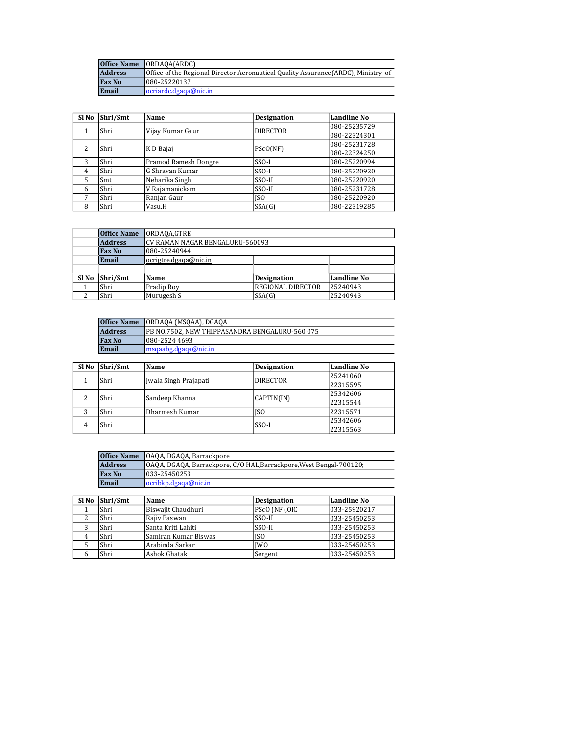| Office Name | ORDAQA(ARDC) |
|---|---|
| Address | Office of the Regional Director Aeronautical Quality Assurance(ARDC), Ministry of |
| Fax No | 080-25220137 |
| Email | ocriardc.dgaqa@nic.in |

| Sl No | Shri/Smt | Name | Designation | Landline No |
|---|---|---|---|---|
| 1 | Shri | Vijay Kumar Gaur | DIRECTOR | 080-25235729<br>080-22324301 |
| 2 | Shri | K D Bajaj | PScO(NF) | 080-25231728<br>080-22324250 |
| 3 | Shri | Pramod Ramesh Dongre | SSO-I | 080-25220994 |
| 4 | Shri | G Shravan Kumar | SSO-I | 080-25220920 |
| 5 | Smt | Neharika Singh | SSO-II | 080-25220920 |
| 6 | Shri | V Rajamanickam | SSO-II | 080-25231728 |
| 7 | Shri | Ranjan Gaur | JSO | 080-25220920 |
| 8 | Shri | Vasu.H | SSA(G) | 080-22319285 |

| Office Name | ORDAQA,GTRE |
|---|---|
| Address | CV RAMAN NAGAR BENGALURU-560093 |
| Fax No | 080-25240944 |
| Email | ocrigtre.dgaqa@nic.in |

| Sl No | Shri/Smt | Name | Designation | Landline No |
|---|---|---|---|---|
| 1 | Shri | Pradip Roy | REGIONAL DIRECTOR | 25240943 |
| 2 | Shri | Murugesh S | SSA(G) | 25240943 |

| Office Name | ORDAQA (MSQAA), DGAQA |
|---|---|
| Address | PB NO.7502, NEW THIPPASANDRA BENGALURU-560 075 |
| Fax No | 080-2524 4693 |
| Email | msqaabg.dgaqa@nic.in |

| Sl No | Shri/Smt | Name | Designation | Landline No |
|---|---|---|---|---|
| 1 | Shri | Jwala Singh Prajapati | DIRECTOR | 25241060<br>22315595 |
| 2 | Shri | Sandeep Khanna | CAPTIN(IN) | 25342606<br>22315544 |
| 3 | Shri | Dharmesh Kumar | JSO | 22315571 |
| 4 | Shri | | SSO-I | 25342606<br>22315563 |

| Office Name | OAQA, DGAQA, Barrackpore |
|---|---|
| Address | OAQA, DGAQA, Barrackpore, C/O HAL,Barrackpore,West Bengal-700120; |
| Fax No | 033-25450253 |
| Email | ocribkp.dgaqa@nic.in |

| Sl No | Shri/Smt | Name | Designation | Landline No |
|---|---|---|---|---|
| 1 | Shri | Biswajit Chaudhuri | PScO (NF),OIC | 033-25920217 |
| 2 | Shri | Rajiv Paswan | SSO-II | 033-25450253 |
| 3 | Shri | Santa Kriti Lahiti | SSO-II | 033-25450253 |
| 4 | Shri | Samiran Kumar Biswas | JSO | 033-25450253 |
| 5 | Shri | Arabinda Sarkar | JWO | 033-25450253 |
| 6 | Shri | Ashok Ghatak | Sergent | 033-25450253 |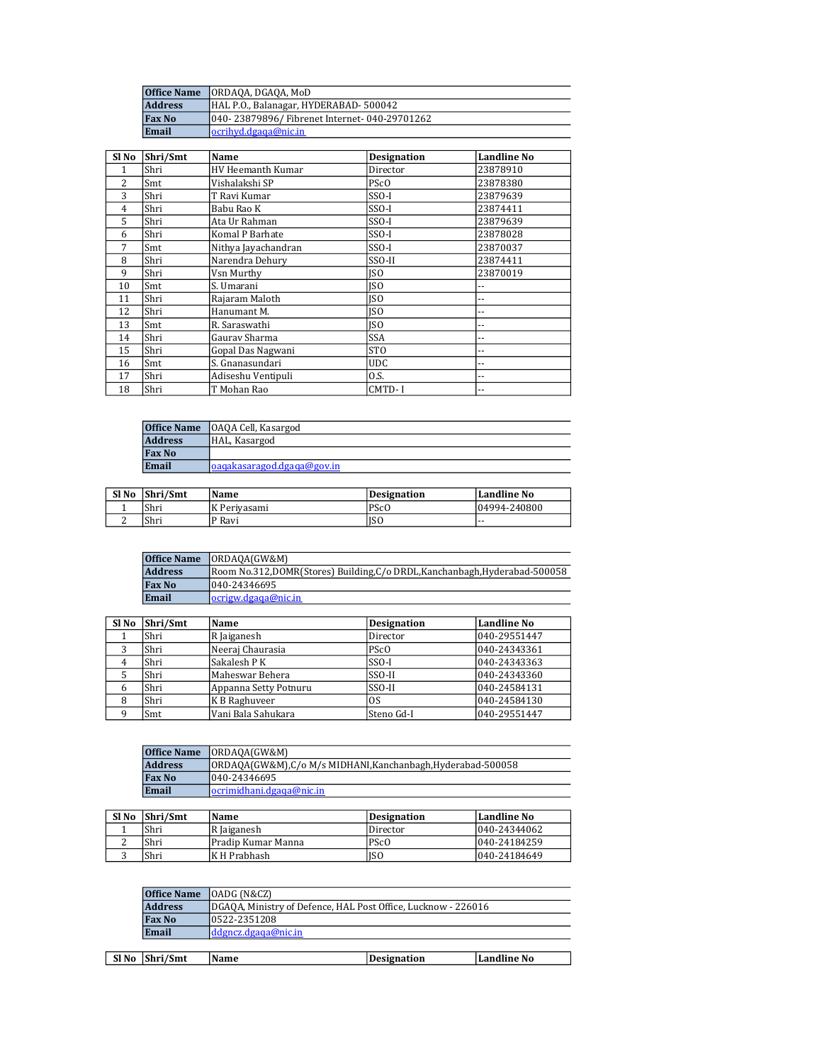| Office Name | ORDAQA, DGAQA, MoD |
|---|---|
| Address | HAL P.O., Balanagar, HYDERABAD- 500042 |
| Fax No | 040- 23879896/ Fibrenet Internet- 040-29701262 |
| Email | ocrihyd.dgaqa@nic.in |

| Sl No | Shri/Smt | Name | Designation | Landline No |
|---|---|---|---|---|
| 1 | Shri | HV Heemanth Kumar | Director | 23878910 |
| 2 | Smt | Vishalakshi SP | PScO | 23878380 |
| 3 | Shri | T Ravi Kumar | SSO-I | 23879639 |
| 4 | Shri | Babu Rao K | SSO-I | 23874411 |
| 5 | Shri | Ata Ur Rahman | SSO-I | 23879639 |
| 6 | Shri | Komal P Barhate | SSO-I | 23878028 |
| 7 | Smt | Nithya Jayachandran | SSO-I | 23870037 |
| 8 | Shri | Narendra Dehury | SSO-II | 23874411 |
| 9 | Shri | Vsn Murthy | JSO | 23870019 |
| 10 | Smt | S. Umarani | JSO | -- |
| 11 | Shri | Rajaram Maloth | JSO | -- |
| 12 | Shri | Hanumant M. | JSO | -- |
| 13 | Smt | R. Saraswathi | JSO | -- |
| 14 | Shri | Gaurav Sharma | SSA | -- |
| 15 | Shri | Gopal Das Nagwani | STO | -- |
| 16 | Smt | S. Gnanasundari | UDC | -- |
| 17 | Shri | Adiseshu Ventipuli | O.S. | -- |
| 18 | Shri | T Mohan Rao | CMTD- I | -- |

| Office Name | OAQA Cell, Kasargod |
|---|---|
| Address | HAL, Kasargod |
| Fax No | |
| Email | oaqakasaragod.dgaqa@gov.in |

| Sl No | Shri/Smt | Name | Designation | Landline No |
|---|---|---|---|---|
| 1 | Shri | K Periyasami | PScO | 04994-240800 |
| 2 | Shri | P Ravi | JSO | -- |

| Office Name | ORDAQA(GW&M) |
|---|---|
| Address | Room No.312,DOMR(Stores) Building,C/o DRDL,Kanchanbagh,Hyderabad-500058 |
| Fax No | 040-24346695 |
| Email | ocrigw.dgaqa@nic.in |

| Sl No | Shri/Smt | Name | Designation | Landline No |
|---|---|---|---|---|
| 1 | Shri | R Jaiganesh | Director | 040-29551447 |
| 3 | Shri | Neeraj Chaurasia | PScO | 040-24343361 |
| 4 | Shri | Sakalesh P K | SSO-I | 040-24343363 |
| 5 | Shri | Maheswar Behera | SSO-II | 040-24343360 |
| 6 | Shri | Appanna Setty Potnuru | SSO-II | 040-24584131 |
| 8 | Shri | K B Raghuveer | OS | 040-24584130 |
| 9 | Smt | Vani Bala Sahukara | Steno Gd-I | 040-29551447 |

| Office Name | ORDAQA(GW&M) |
|---|---|
| Address | ORDAQA(GW&M),C/o M/s MIDHANI,Kanchanbagh,Hyderabad-500058 |
| Fax No | 040-24346695 |
| Email | ocrimidhani.dgaqa@nic.in |

| Sl No | Shri/Smt | Name | Designation | Landline No |
|---|---|---|---|---|
| 1 | Shri | R Jaiganesh | Director | 040-24344062 |
| 2 | Shri | Pradip Kumar Manna | PScO | 040-24184259 |
| 3 | Shri | K H Prabhash | JSO | 040-24184649 |

| Office Name | OADG (N&CZ) |
|---|---|
| Address | DGAQA, Ministry of Defence, HAL Post Office, Lucknow - 226016 |
| Fax No | 0522-2351208 |
| Email | ddgncz.dgaqa@nic.in |

| Sl No | Shri/Smt | Name | Designation | Landline No |
|---|---|---|---|---|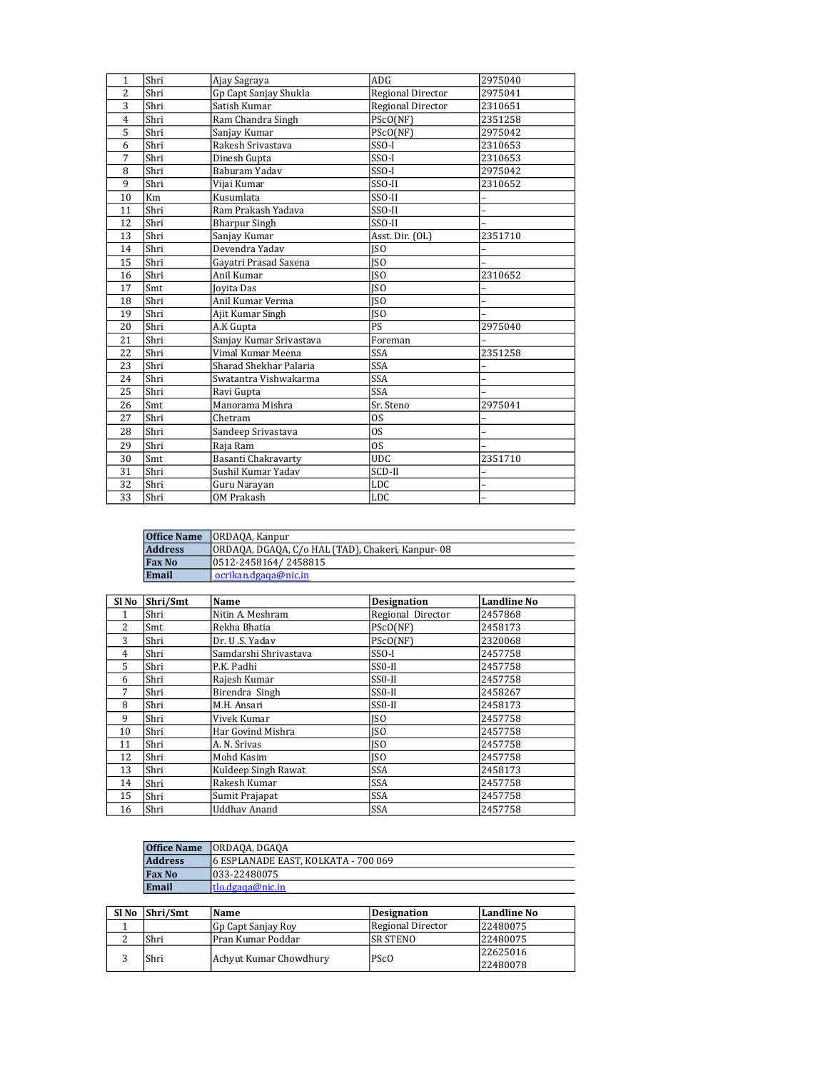| | | | | |
|---|---|---|---|---|
| 1 | Shri | Ajay Sagraya | ADG | 2975040 |
| 2 | Shri | Gp Capt Sanjay Shukla | Regional Director | 2975041 |
| 3 | Shri | Satish Kumar | Regional Director | 2310651 |
| 4 | Shri | Ram Chandra Singh | PScO(NF) | 2351258 |
| 5 | Shri | Sanjay Kumar | PScO(NF) | 2975042 |
| 6 | Shri | Rakesh Srivastava | SSO-I | 2310653 |
| 7 | Shri | Dinesh Gupta | SSO-I | 2310653 |
| 8 | Shri | Baburam Yadav | SSO-I | 2975042 |
| 9 | Shri | Vijai Kumar | SSO-II | 2310652 |
| 10 | Km | Kusumlata | SSO-II | – |
| 11 | Shri | Ram Prakash Yadava | SSO-II | – |
| 12 | Shri | Bharpur Singh | SSO-II | – |
| 13 | Shri | Sanjay Kumar | Asst. Dir. (OL) | 2351710 |
| 14 | Shri | Devendra Yadav | JSO | – |
| 15 | Shri | Gayatri Prasad Saxena | JSO | – |
| 16 | Shri | Anil Kumar | JSO | 2310652 |
| 17 | Smt | Joyita Das | JSO | – |
| 18 | Shri | Anil Kumar Verma | JSO | – |
| 19 | Shri | Ajit Kumar Singh | JSO | – |
| 20 | Shri | A.K Gupta | PS | 2975040 |
| 21 | Shri | Sanjay Kumar Srivastava | Foreman | – |
| 22 | Shri | Vimal Kumar Meena | SSA | 2351258 |
| 23 | Shri | Sharad Shekhar Palaria | SSA | – |
| 24 | Shri | Swatantra Vishwakarma | SSA | – |
| 25 | Shri | Ravi Gupta | SSA | – |
| 26 | Smt | Manorama Mishra | Sr. Steno | 2975041 |
| 27 | Shri | Chetram | OS | – |
| 28 | Shri | Sandeep Srivastava | OS | – |
| 29 | Shri | Raja Ram | OS | – |
| 30 | Smt | Basanti Chakravarty | UDC | 2351710 |
| 31 | Shri | Sushil Kumar Yadav | SCD-II | – |
| 32 | Shri | Guru Narayan | LDC | – |
| 33 | Shri | OM Prakash | LDC | – |

| | |
|---|---|
| **Office Name** | ORDAQA, Kanpur |
| **Address** | ORDAQA, DGAQA, C/o HAL (TAD), Chakeri, Kanpur- 08 |
| **Fax No** | 0512-2458164/ 2458815 |
| **Email** | ocrikan.dgaqa@nic.in |

| Sl No | Shri/Smt | Name | Designation | Landline No |
|---|---|---|---|---|
| 1 | Shri | Nitin A. Meshram | Regional Director | 2457868 |
| 2 | Smt | Rekha Bhatia | PScO(NF) | 2458173 |
| 3 | Shri | Dr. U .S. Yadav | PScO(NF) | 2320068 |
| 4 | Shri | Samdarshi Shrivastava | SSO-I | 2457758 |
| 5 | Shri | P.K. Padhi | SS0-II | 2457758 |
| 6 | Shri | Rajesh Kumar | SS0-II | 2457758 |
| 7 | Shri | Birendra Singh | SS0-II | 2458267 |
| 8 | Shri | M.H. Ansari | SS0-II | 2458173 |
| 9 | Shri | Vivek Kumar | JSO | 2457758 |
| 10 | Shri | Har Govind Mishra | JSO | 2457758 |
| 11 | Shri | A. N. Srivas | JSO | 2457758 |
| 12 | Shri | Mohd Kasim | JSO | 2457758 |
| 13 | Shri | Kuldeep Singh Rawat | SSA | 2458173 |
| 14 | Shri | Rakesh Kumar | SSA | 2457758 |
| 15 | Shri | Sumit Prajapat | SSA | 2457758 |
| 16 | Shri | Uddhav Anand | SSA | 2457758 |

| | |
|---|---|
| **Office Name** | ORDAQA, DGAQA |
| **Address** | 6 ESPLANADE EAST, KOLKATA - 700 069 |
| **Fax No** | 033-22480075 |
| **Email** | tlo.dgaqa@nic.in |

| Sl No | Shri/Smt | Name | Designation | Landline No |
|---|---|---|---|---|
| 1 | | Gp Capt Sanjay Roy | Regional Director | 22480075 |
| 2 | Shri | Pran Kumar Poddar | SR STENO | 22480075 |
| 3 | Shri | Achyut Kumar Chowdhury | PScO | 22625016<br>22480078 |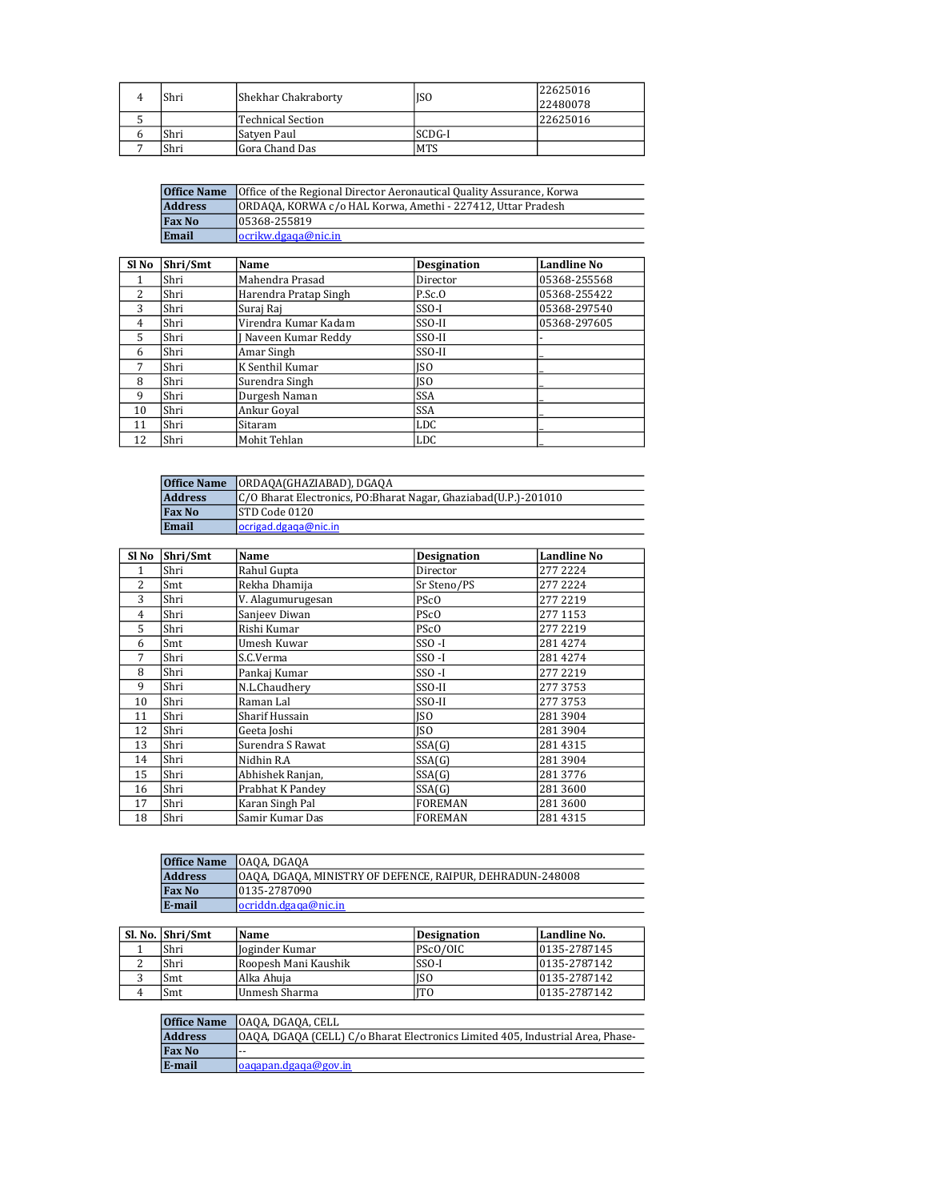| | | | | |
|---|---|---|---|---|
| 4 | Shri | Shekhar Chakraborty | JSO | 22625016<br>22480078 |
| 5 | | Technical Section | | 22625016 |
| 6 | Shri | Satyen Paul | SCDG-I | |
| 7 | Shri | Gora Chand Das | MTS | |

| | |
|---|---|
| **Office Name** | Office of the Regional Director Aeronautical Quality Assurance, Korwa |
| **Address** | ORDAQA, KORWA c/o HAL Korwa, Amethi - 227412, Uttar Pradesh |
| **Fax No** | 05368-255819 |
| **Email** | ocrikw.dgaqa@nic.in |

| Sl No | Shri/Smt | Name | Desgination | Landline No |
|---|---|---|---|---|
| 1 | Shri | Mahendra Prasad | Director | 05368-255568 |
| 2 | Shri | Harendra Pratap Singh | P.Sc.O | 05368-255422 |
| 3 | Shri | Suraj Raj | SSO-I | 05368-297540 |
| 4 | Shri | Virendra Kumar Kadam | SSO-II | 05368-297605 |
| 5 | Shri | J Naveen Kumar Reddy | SSO-II | - |
| 6 | Shri | Amar Singh | SSO-II | _ |
| 7 | Shri | K Senthil Kumar | JSO | _ |
| 8 | Shri | Surendra Singh | JSO | _ |
| 9 | Shri | Durgesh Naman | SSA | _ |
| 10 | Shri | Ankur Goyal | SSA | _ |
| 11 | Shri | Sitaram | LDC | _ |
| 12 | Shri | Mohit Tehlan | LDC | _ |

| | |
|---|---|
| **Office Name** | ORDAQA(GHAZIABAD), DGAQA |
| **Address** | C/O Bharat Electronics, PO:Bharat Nagar, Ghaziabad(U.P.)-201010 |
| **Fax No** | STD Code 0120 |
| **Email** | ocrigad.dgaqa@nic.in |

| Sl No | Shri/Smt | Name | Designation | Landline No |
|---|---|---|---|---|
| 1 | Shri | Rahul Gupta | Director | 277 2224 |
| 2 | Smt | Rekha Dhamija | Sr Steno/PS | 277 2224 |
| 3 | Shri | V. Alagumurugesan | PScO | 277 2219 |
| 4 | Shri | Sanjeev Diwan | PScO | 277 1153 |
| 5 | Shri | Rishi Kumar | PScO | 277 2219 |
| 6 | Smt | Umesh Kuwar | SSO -I | 281 4274 |
| 7 | Shri | S.C.Verma | SSO -I | 281 4274 |
| 8 | Shri | Pankaj Kumar | SSO -I | 277 2219 |
| 9 | Shri | N.L.Chaudhery | SSO-II | 277 3753 |
| 10 | Shri | Raman Lal | SSO-II | 277 3753 |
| 11 | Shri | Sharif Hussain | JSO | 281 3904 |
| 12 | Shri | Geeta Joshi | JSO | 281 3904 |
| 13 | Shri | Surendra S Rawat | SSA(G) | 281 4315 |
| 14 | Shri | Nidhin R.A | SSA(G) | 281 3904 |
| 15 | Shri | Abhishek Ranjan, | SSA(G) | 281 3776 |
| 16 | Shri | Prabhat K Pandey | SSA(G) | 281 3600 |
| 17 | Shri | Karan Singh Pal | FOREMAN | 281 3600 |
| 18 | Shri | Samir Kumar Das | FOREMAN | 281 4315 |

| | |
|---|---|
| **Office Name** | OAQA, DGAQA |
| **Address** | OAQA, DGAQA, MINISTRY OF DEFENCE, RAIPUR, DEHRADUN-248008 |
| **Fax No** | 0135-2787090 |
| **E-mail** | ocriddn.dgaqa@nic.in |

| Sl. No. | Shri/Smt | Name | Designation | Landline No. |
|---|---|---|---|---|
| 1 | Shri | Joginder Kumar | PScO/OIC | 0135-2787145 |
| 2 | Shri | Roopesh Mani Kaushik | SSO-I | 0135-2787142 |
| 3 | Smt | Alka Ahuja | JSO | 0135-2787142 |
| 4 | Smt | Unmesh Sharma | JTO | 0135-2787142 |

| | |
|---|---|
| **Office Name** | OAQA, DGAQA, CELL |
| **Address** | OAQA, DGAQA (CELL) C/o Bharat Electronics Limited 405, Industrial Area, Phase- |
| **Fax No** | -- |
| **E-mail** | oaqapan.dgaqa@gov.in |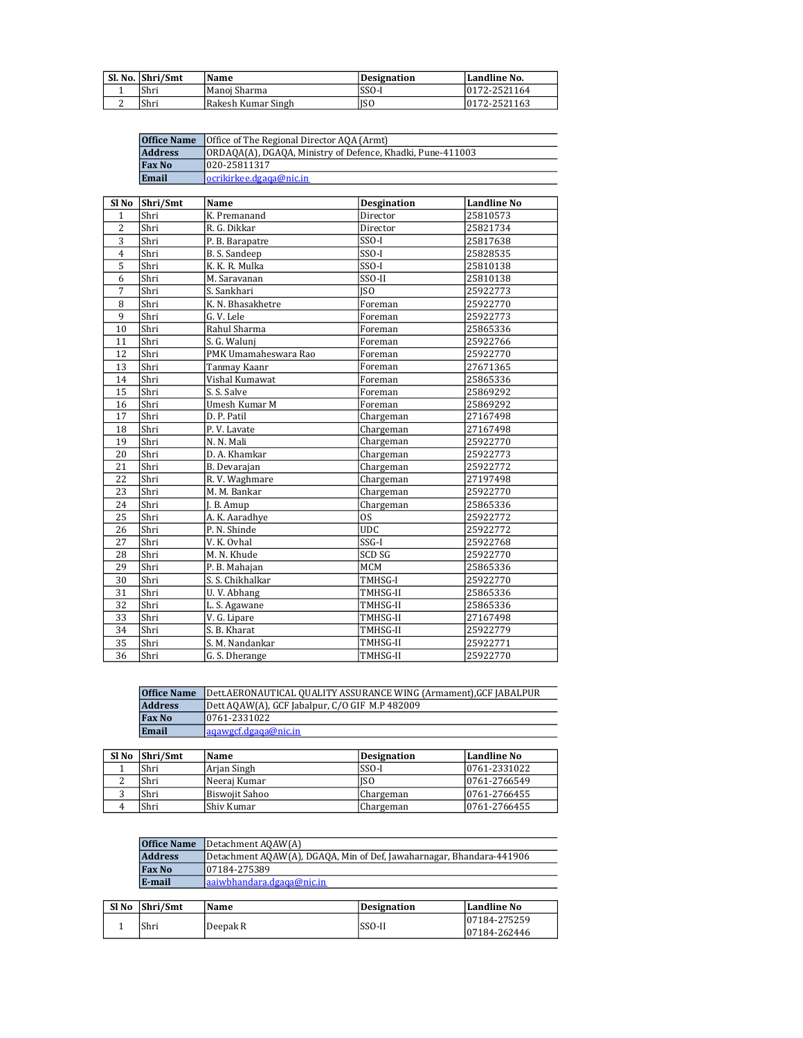| Sl. No. | Shri/Smt | Name | Designation | Landline No. |
|---|---|---|---|---|
| 1 | Shri | Manoj Sharma | SSO-I | 0172-2521164 |
| 2 | Shri | Rakesh Kumar Singh | JSO | 0172-2521163 |

| | |
|---|---|
| **Office Name** | Office of The Regional Director AQA (Armt) |
| **Address** | ORDAQA(A), DGAQA, Ministry of Defence, Khadki, Pune-411003 |
| **Fax No** | 020-25811317 |
| **Email** | ocrikirkee.dgaqa@nic.in |

| Sl No | Shri/Smt | Name | Designation | Landline No |
|---|---|---|---|---|
| 1 | Shri | K. Premanand | Director | 25810573 |
| 2 | Shri | R. G. Dikkar | Director | 25821734 |
| 3 | Shri | P. B. Barapatre | SSO-I | 25817638 |
| 4 | Shri | B. S. Sandeep | SSO-I | 25828535 |
| 5 | Shri | K. K. R. Mulka | SSO-I | 25810138 |
| 6 | Shri | M. Saravanan | SSO-II | 25810138 |
| 7 | Shri | S. Sankhari | JSO | 25922773 |
| 8 | Shri | K. N. Bhasakhetre | Foreman | 25922770 |
| 9 | Shri | G. V. Lele | Foreman | 25922773 |
| 10 | Shri | Rahul Sharma | Foreman | 25865336 |
| 11 | Shri | S. G. Walunj | Foreman | 25922766 |
| 12 | Shri | PMK Umamaheswara Rao | Foreman | 25922770 |
| 13 | Shri | Tanmay Kaanr | Foreman | 27671365 |
| 14 | Shri | Vishal Kumawat | Foreman | 25865336 |
| 15 | Shri | S. S. Salve | Foreman | 25869292 |
| 16 | Shri | Umesh Kumar M | Foreman | 25869292 |
| 17 | Shri | D. P. Patil | Chargeman | 27167498 |
| 18 | Shri | P. V. Lavate | Chargeman | 27167498 |
| 19 | Shri | N. N. Mali | Chargeman | 25922770 |
| 20 | Shri | D. A. Khamkar | Chargeman | 25922773 |
| 21 | Shri | B. Devarajan | Chargeman | 25922772 |
| 22 | Shri | R. V. Waghmare | Chargeman | 27197498 |
| 23 | Shri | M. M. Bankar | Chargeman | 25922770 |
| 24 | Shri | J. B. Amup | Chargeman | 25865336 |
| 25 | Shri | A. K. Aaradhye | OS | 25922772 |
| 26 | Shri | P. N. Shinde | UDC | 25922772 |
| 27 | Shri | V. K. Ovhal | SSG-I | 25922768 |
| 28 | Shri | M. N. Khude | SCD SG | 25922770 |
| 29 | Shri | P. B. Mahajan | MCM | 25865336 |
| 30 | Shri | S. S. Chikhalkar | TMHSG-I | 25922770 |
| 31 | Shri | U. V. Abhang | TMHSG-II | 25865336 |
| 32 | Shri | L. S. Agawane | TMHSG-II | 25865336 |
| 33 | Shri | V. G. Lipare | TMHSG-II | 27167498 |
| 34 | Shri | S. B. Kharat | TMHSG-II | 25922779 |
| 35 | Shri | S. M. Nandankar | TMHSG-II | 25922771 |
| 36 | Shri | G. S. Dherange | TMHSG-II | 25922770 |

| | |
|---|---|
| **Office Name** | Dett.AERONAUTICAL QUALITY ASSURANCE WING (Armament),GCF JABALPUR |
| **Address** | Dett AQAW(A), GCF Jabalpur, C/O GIF M.P 482009 |
| **Fax No** | 0761-2331022 |
| **Email** | aqawgcf.dgaqa@nic.in |

| Sl No | Shri/Smt | Name | Designation | Landline No |
|---|---|---|---|---|
| 1 | Shri | Arjan Singh | SSO-I | 0761-2331022 |
| 2 | Shri | Neeraj Kumar | JSO | 0761-2766549 |
| 3 | Shri | Biswojit Sahoo | Chargeman | 0761-2766455 |
| 4 | Shri | Shiv Kumar | Chargeman | 0761-2766455 |

| | |
|---|---|
| **Office Name** | Detachment AQAW(A) |
| **Address** | Detachment AQAW(A), DGAQA, Min of Def, Jawaharnagar, Bhandara-441906 |
| **Fax No** | 07184-275389 |
| **E-mail** | aaiwbhandara.dgaqa@nic.in |

| Sl No | Shri/Smt | Name | Designation | Landline No |
|---|---|---|---|---|
| 1 | Shri | Deepak R | SSO-II | 07184-275259<br>07184-262446 |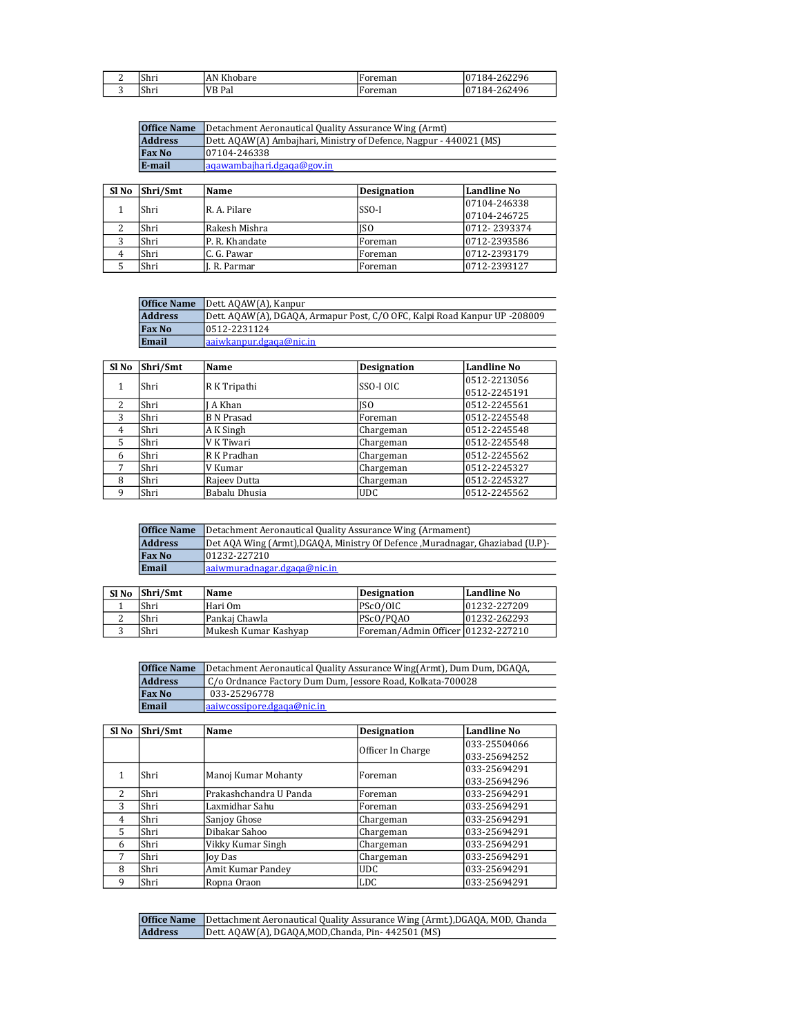| Sl No | Shri/Smt | Name | Designation | Landline No |
|---|---|---|---|---|
| 2 | Shri | AN Khobare | Foreman | 07184-262296 |
| 3 | Shri | VB Pal | Foreman | 07184-262496 |

| | |
|---|---|
| **Office Name** | Detachment Aeronautical Quality Assurance Wing (Armt) |
| **Address** | Dett. AQAW(A) Ambajhari, Ministry of Defence, Nagpur - 440021 (MS) |
| **Fax No** | 07104-246338 |
| **E-mail** | aqawambajhari.dgaqa@gov.in |

| Sl No | Shri/Smt | Name | Designation | Landline No |
|---|---|---|---|---|
| 1 | Shri | R. A. Pilare | SSO-I | 07104-246338<br>07104-246725 |
| 2 | Shri | Rakesh Mishra | JSO | 0712- 2393374 |
| 3 | Shri | P. R. Khandate | Foreman | 0712-2393586 |
| 4 | Shri | C. G. Pawar | Foreman | 0712-2393179 |
| 5 | Shri | J. R. Parmar | Foreman | 0712-2393127 |

| | |
|---|---|
| **Office Name** | Dett. AQAW(A), Kanpur |
| **Address** | Dett. AQAW(A), DGAQA, Armapur Post, C/O OFC, Kalpi Road Kanpur UP -208009 |
| **Fax No** | 0512-2231124 |
| **Email** | aaiwkanpur.dgaqa@nic.in |

| Sl No | Shri/Smt | Name | Designation | Landline No |
|---|---|---|---|---|
| 1 | Shri | R K Tripathi | SSO-I OIC | 0512-2213056<br>0512-2245191 |
| 2 | Shri | J A Khan | JSO | 0512-2245561 |
| 3 | Shri | B N Prasad | Foreman | 0512-2245548 |
| 4 | Shri | A K Singh | Chargeman | 0512-2245548 |
| 5 | Shri | V K Tiwari | Chargeman | 0512-2245548 |
| 6 | Shri | R K Pradhan | Chargeman | 0512-2245562 |
| 7 | Shri | V Kumar | Chargeman | 0512-2245327 |
| 8 | Shri | Rajeev Dutta | Chargeman | 0512-2245327 |
| 9 | Shri | Babalu Dhusia | UDC | 0512-2245562 |

| | |
|---|---|
| **Office Name** | Detachment Aeronautical Quality Assurance Wing (Armament) |
| **Address** | Det AQA Wing (Armt),DGAQA, Ministry Of Defence ,Muradnagar, Ghaziabad (U.P)- |
| **Fax No** | 01232-227210 |
| **Email** | aaiwmuradnagar.dgaqa@nic.in |

| Sl No | Shri/Smt | Name | Designation | Landline No |
|---|---|---|---|---|
| 1 | Shri | Hari Om | PScO/OIC | 01232-227209 |
| 2 | Shri | Pankaj Chawla | PScO/PQAO | 01232-262293 |
| 3 | Shri | Mukesh Kumar Kashyap | Foreman/Admin Officer | 01232-227210 |

| | |
|---|---|
| **Office Name** | Detachment Aeronautical Quality Assurance Wing(Armt), Dum Dum, DGAQA, |
| **Address** | C/o Ordnance Factory Dum Dum, Jessore Road, Kolkata-700028 |
| **Fax No** | 033-25296778 |
| **Email** | aaiwcossipore.dgaqa@nic.in |

| Sl No | Shri/Smt | Name | Designation | Landline No |
|---|---|---|---|---|
| | | | Officer In Charge | 033-25504066<br>033-25694252 |
| 1 | Shri | Manoj Kumar Mohanty | Foreman | 033-25694291<br>033-25694296 |
| 2 | Shri | Prakashchandra U Panda | Foreman | 033-25694291 |
| 3 | Shri | Laxmidhar Sahu | Foreman | 033-25694291 |
| 4 | Shri | Sanjoy Ghose | Chargeman | 033-25694291 |
| 5 | Shri | Dibakar Sahoo | Chargeman | 033-25694291 |
| 6 | Shri | Vikky Kumar Singh | Chargeman | 033-25694291 |
| 7 | Shri | Joy Das | Chargeman | 033-25694291 |
| 8 | Shri | Amit Kumar Pandey | UDC | 033-25694291 |
| 9 | Shri | Ropna Oraon | LDC | 033-25694291 |

| | |
|---|---|
| **Office Name** | Dettachment Aeronautical Quality Assurance Wing (Armt.),DGAQA, MOD, Chanda |
| **Address** | Dett. AQAW(A), DGAQA,MOD,Chanda, Pin- 442501 (MS) |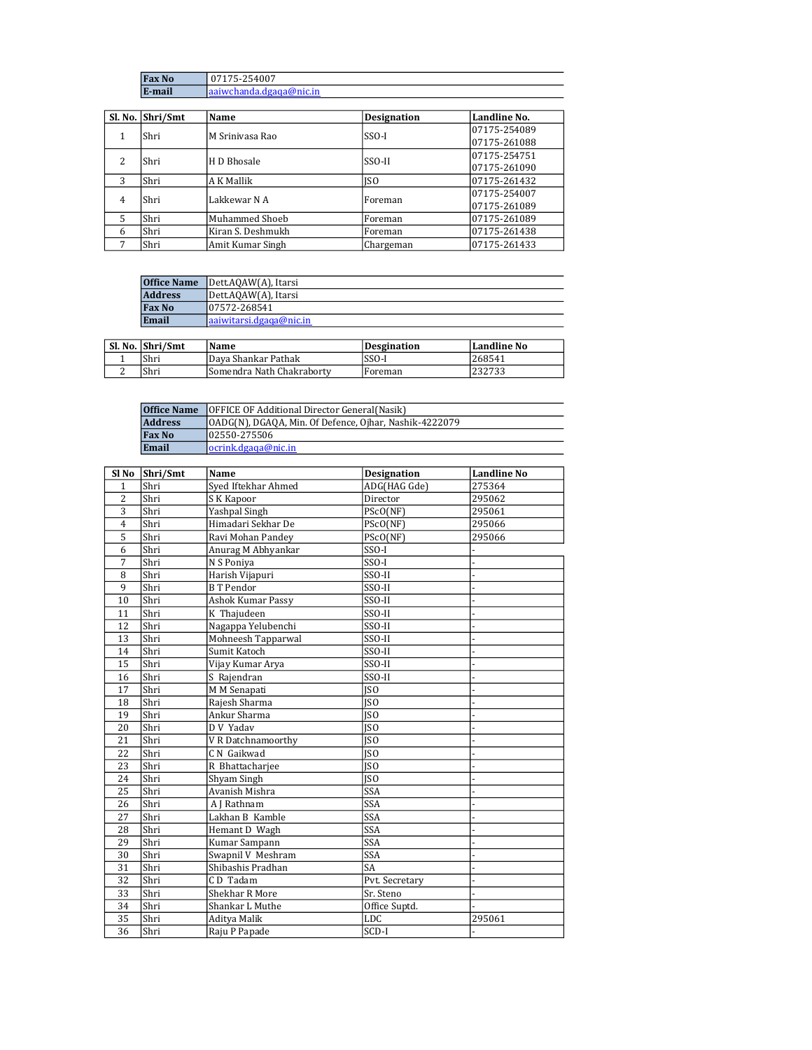| | |
|---|---|
| **Fax No** | 07175-254007 |
| **E-mail** | aaiwchanda.dgaqa@nic.in |

| Sl. No. | Shri/Smt | Name | Designation | Landline No. |
|---|---|---|---|---|
| 1 | Shri | M Srinivasa Rao | SSO-I | 07175-254089<br>07175-261088 |
| 2 | Shri | H D Bhosale | SSO-II | 07175-254751<br>07175-261090 |
| 3 | Shri | A K Mallik | JSO | 07175-261432 |
| 4 | Shri | Lakkewar N A | Foreman | 07175-254007<br>07175-261089 |
| 5 | Shri | Muhammed Shoeb | Foreman | 07175-261089 |
| 6 | Shri | Kiran S. Deshmukh | Foreman | 07175-261438 |
| 7 | Shri | Amit Kumar Singh | Chargeman | 07175-261433 |

| | |
|---|---|
| **Office Name** | Dett.AQAW(A), Itarsi |
| **Address** | Dett.AQAW(A), Itarsi |
| **Fax No** | 07572-268541 |
| **Email** | aaiwitarsi.dgaqa@nic.in |

| Sl. No. | Shri/Smt | Name | Designation | Landline No |
|---|---|---|---|---|
| 1 | Shri | Daya Shankar Pathak | SSO-I | 268541 |
| 2 | Shri | Somendra Nath Chakraborty | Foreman | 232733 |

| | |
|---|---|
| **Office Name** | OFFICE OF Additional Director General(Nasik) |
| **Address** | OADG(N), DGAQA, Min. Of Defence, Ojhar, Nashik-4222079 |
| **Fax No** | 02550-275506 |
| **Email** | ocrink.dgaqa@nic.in |

| Sl No | Shri/Smt | Name | Designation | Landline No |
|---|---|---|---|---|
| 1 | Shri | Syed Iftekhar Ahmed | ADG(HAG Gde) | 275364 |
| 2 | Shri | S K Kapoor | Director | 295062 |
| 3 | Shri | Yashpal Singh | PScO(NF) | 295061 |
| 4 | Shri | Himadari Sekhar De | PScO(NF) | 295066 |
| 5 | Shri | Ravi Mohan Pandey | PScO(NF) | 295066 |
| 6 | Shri | Anurag M Abhyankar | SSO-I | - |
| 7 | Shri | N S Poniya | SSO-I | - |
| 8 | Shri | Harish Vijapuri | SSO-II | - |
| 9 | Shri | B T Pendor | SSO-II | - |
| 10 | Shri | Ashok Kumar Passy | SSO-II | - |
| 11 | Shri | K Thajudeen | SSO-II | - |
| 12 | Shri | Nagappa Yelubenchi | SSO-II | - |
| 13 | Shri | Mohneesh Tapparwal | SSO-II | - |
| 14 | Shri | Sumit Katoch | SSO-II | - |
| 15 | Shri | Vijay Kumar Arya | SSO-II | - |
| 16 | Shri | S Rajendran | SSO-II | - |
| 17 | Shri | M M Senapati | JSO | - |
| 18 | Shri | Rajesh Sharma | JSO | - |
| 19 | Shri | Ankur Sharma | JSO | - |
| 20 | Shri | D V Yadav | JSO | - |
| 21 | Shri | V R Datchnamoorthy | JSO | - |
| 22 | Shri | C N Gaikwad | JSO | - |
| 23 | Shri | R Bhattacharjee | JSO | - |
| 24 | Shri | Shyam Singh | JSO | - |
| 25 | Shri | Avanish Mishra | SSA | - |
| 26 | Shri | A J Rathnam | SSA | - |
| 27 | Shri | Lakhan B Kamble | SSA | - |
| 28 | Shri | Hemant D Wagh | SSA | - |
| 29 | Shri | Kumar Sampann | SSA | - |
| 30 | Shri | Swapnil V Meshram | SSA | - |
| 31 | Shri | Shibashis Pradhan | SA | - |
| 32 | Shri | C D Tadam | Pvt. Secretary | - |
| 33 | Shri | Shekhar R More | Sr. Steno | - |
| 34 | Shri | Shankar L Muthe | Office Suptd. | - |
| 35 | Shri | Aditya Malik | LDC | 295061 |
| 36 | Shri | Raju P Papade | SCD-I | - |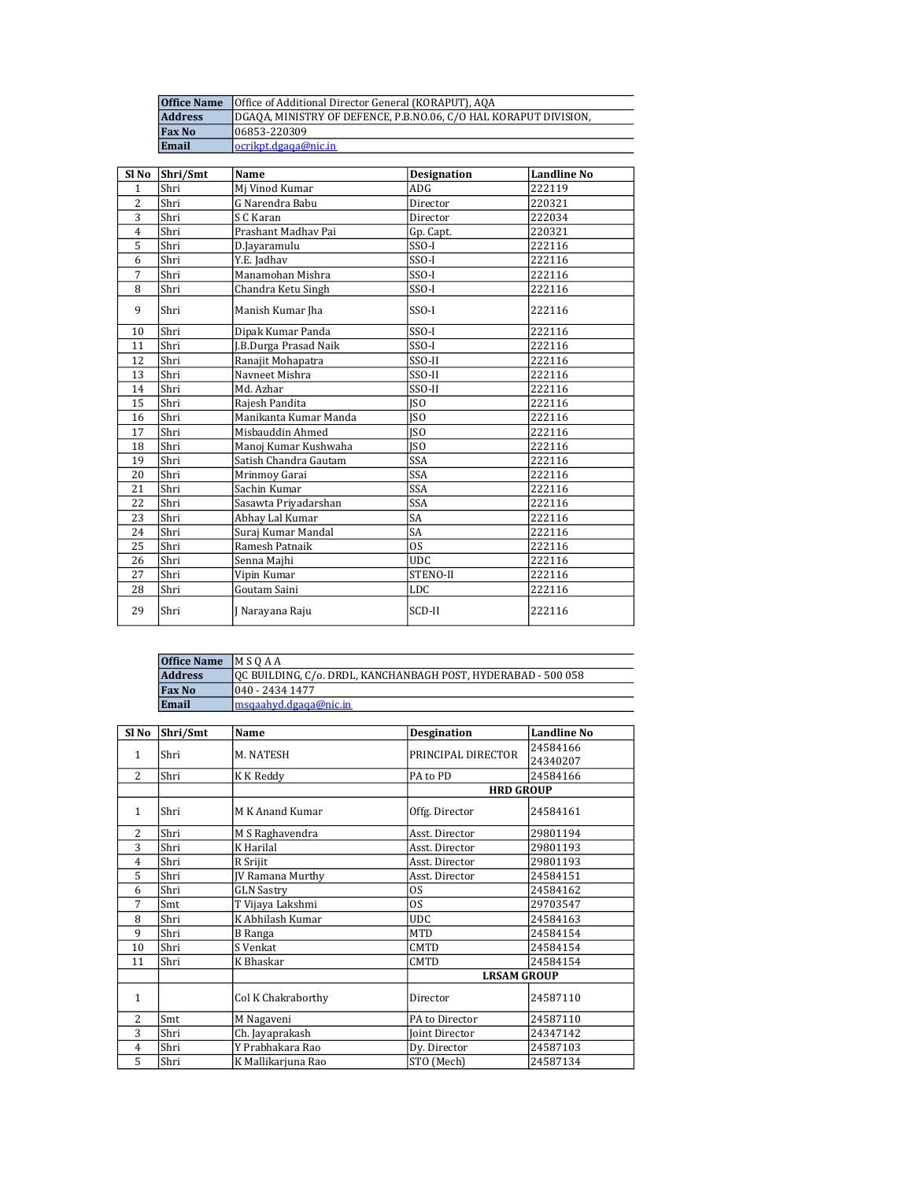| Office Name | Office of Additional Director General (KORAPUT), AQA |
|---|---|
| Address | DGAQA, MINISTRY OF DEFENCE, P.B.NO.06, C/O HAL KORAPUT DIVISION, |
| Fax No | 06853-220309 |
| Email | ocrikpt.dgaqa@nic.in |

| Sl No | Shri/Smt | Name | Designation | Landline No |
|---|---|---|---|---|
| 1 | Shri | Mj Vinod Kumar | ADG | 222119 |
| 2 | Shri | G Narendra Babu | Director | 220321 |
| 3 | Shri | S C Karan | Director | 222034 |
| 4 | Shri | Prashant Madhav Pai | Gp. Capt. | 220321 |
| 5 | Shri | D.Jayaramulu | SSO-I | 222116 |
| 6 | Shri | Y.E. Jadhav | SSO-I | 222116 |
| 7 | Shri | Manamohan Mishra | SSO-I | 222116 |
| 8 | Shri | Chandra Ketu Singh | SSO-I | 222116 |
| 9 | Shri | Manish Kumar Jha | SSO-I | 222116 |
| 10 | Shri | Dipak Kumar Panda | SSO-I | 222116 |
| 11 | Shri | J.B.Durga Prasad Naik | SSO-I | 222116 |
| 12 | Shri | Ranajit Mohapatra | SSO-II | 222116 |
| 13 | Shri | Navneet Mishra | SSO-II | 222116 |
| 14 | Shri | Md. Azhar | SSO-II | 222116 |
| 15 | Shri | Rajesh Pandita | JSO | 222116 |
| 16 | Shri | Manikanta Kumar Manda | JSO | 222116 |
| 17 | Shri | Misbauddin Ahmed | JSO | 222116 |
| 18 | Shri | Manoj Kumar Kushwaha | JSO | 222116 |
| 19 | Shri | Satish Chandra Gautam | SSA | 222116 |
| 20 | Shri | Mrinmoy Garai | SSA | 222116 |
| 21 | Shri | Sachin Kumar | SSA | 222116 |
| 22 | Shri | Sasawta Priyadarshan | SSA | 222116 |
| 23 | Shri | Abhay Lal Kumar | SA | 222116 |
| 24 | Shri | Suraj Kumar Mandal | SA | 222116 |
| 25 | Shri | Ramesh Patnaik | OS | 222116 |
| 26 | Shri | Senna Majhi | UDC | 222116 |
| 27 | Shri | Vipin Kumar | STENO-II | 222116 |
| 28 | Shri | Goutam Saini | LDC | 222116 |
| 29 | Shri | J Narayana Raju | SCD-II | 222116 |

| Office Name | M S Q A A |
|---|---|
| Address | QC BUILDING, C/o. DRDL, KANCHANBAGH POST, HYDERABAD - 500 058 |
| Fax No | 040 - 2434 1477 |
| Email | msqaahyd.dgaqa@nic.in |

| Sl No | Shri/Smt | Name | Designation | Landline No |
|---|---|---|---|---|
| 1 | Shri | M. NATESH | PRINCIPAL DIRECTOR | 24584166 24340207 |
| 2 | Shri | K K Reddy | PA to PD | 24584166 |
| | | | **HRD GROUP** | |
| 1 | Shri | M K Anand Kumar | Offg. Director | 24584161 |
| 2 | Shri | M S Raghavendra | Asst. Director | 29801194 |
| 3 | Shri | K Harilal | Asst. Director | 29801193 |
| 4 | Shri | R Srijit | Asst. Director | 29801193 |
| 5 | Shri | JV Ramana Murthy | Asst. Director | 24584151 |
| 6 | Shri | GLN Sastry | OS | 24584162 |
| 7 | Smt | T Vijaya Lakshmi | OS | 29703547 |
| 8 | Shri | K Abhilash Kumar | UDC | 24584163 |
| 9 | Shri | B Ranga | MTD | 24584154 |
| 10 | Shri | S Venkat | CMTD | 24584154 |
| 11 | Shri | K Bhaskar | CMTD | 24584154 |
| | | | **LRSAM GROUP** | |
| 1 | | Col K Chakraborthy | Director | 24587110 |
| 2 | Smt | M Nagaveni | PA to Director | 24587110 |
| 3 | Shri | Ch. Jayaprakash | Joint Director | 24347142 |
| 4 | Shri | Y Prabhakara Rao | Dy. Director | 24587103 |
| 5 | Shri | K Mallikarjuna Rao | STO (Mech) | 24587134 |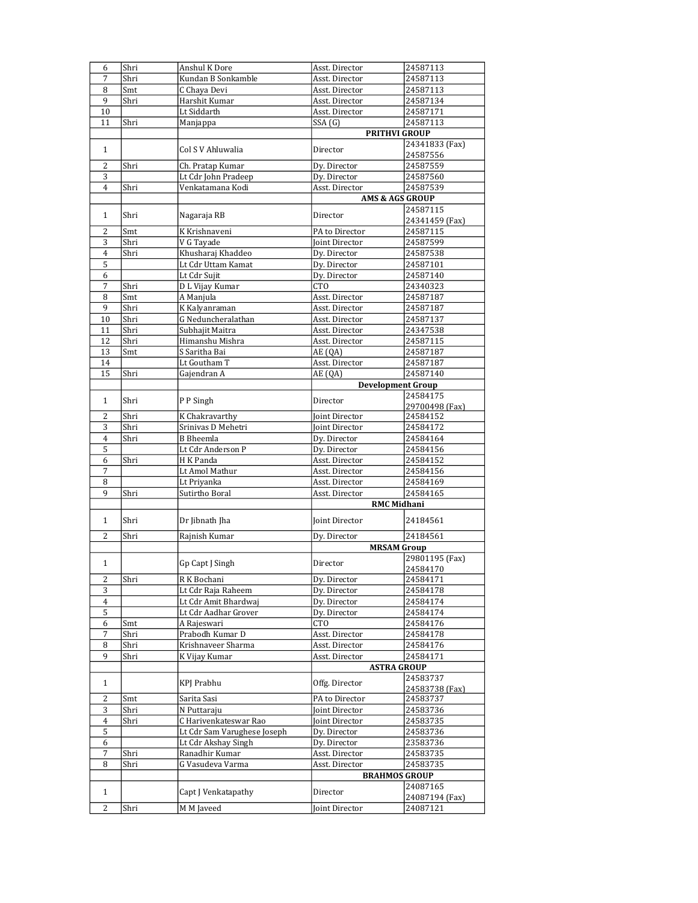| 6 | Shri | Anshul K Dore | Asst. Director | 24587113 |
|---|---|---|---|---|
| 7 | Shri | Kundan B Sonkamble | Asst. Director | 24587113 |
| 8 | Smt | C Chaya Devi | Asst. Director | 24587113 |
| 9 | Shri | Harshit Kumar | Asst. Director | 24587134 |
| 10 | | Lt Siddarth | Asst. Director | 24587171 |
| 11 | Shri | Manjappa | SSA (G) | 24587113 |
| | | | **PRITHVI GROUP** | |
| 1 | | Col S V Ahluwalia | Director | 24341833 (Fax) 24587556 |
| 2 | Shri | Ch. Pratap Kumar | Dy. Director | 24587559 |
| 3 | | Lt Cdr John Pradeep | Dy. Director | 24587560 |
| 4 | Shri | Venkatamana Kodi | Asst. Director | 24587539 |
| | | | **AMS & AGS GROUP** | |
| 1 | Shri | Nagaraja RB | Director | 24587115 24341459 (Fax) |
| 2 | Smt | K Krishnaveni | PA to Director | 24587115 |
| 3 | Shri | V G Tayade | Joint Director | 24587599 |
| 4 | Shri | Khusharaj Khaddeo | Dy. Director | 24587538 |
| 5 | | Lt Cdr Uttam Kamat | Dy. Director | 24587101 |
| 6 | | Lt Cdr Sujit | Dy. Director | 24587140 |
| 7 | Shri | D L Vijay Kumar | CTO | 24340323 |
| 8 | Smt | A Manjula | Asst. Director | 24587187 |
| 9 | Shri | K Kalyanraman | Asst. Director | 24587187 |
| 10 | Shri | G Neduncheralathan | Asst. Director | 24587137 |
| 11 | Shri | Subhajit Maitra | Asst. Director | 24347538 |
| 12 | Shri | Himanshu Mishra | Asst. Director | 24587115 |
| 13 | Smt | S Saritha Bai | AE (QA) | 24587187 |
| 14 | | Lt Goutham T | Asst. Director | 24587187 |
| 15 | Shri | Gajendran A | AE (QA) | 24587140 |
| | | | **Development Group** | |
| 1 | Shri | P P Singh | Director | 24584175 29700498 (Fax) |
| 2 | Shri | K Chakravarthy | Joint Director | 24584152 |
| 3 | Shri | Srinivas D Mehetri | Joint Director | 24584172 |
| 4 | Shri | B Bheemla | Dy. Director | 24584164 |
| 5 | | Lt Cdr Anderson P | Dy. Director | 24584156 |
| 6 | Shri | H K Panda | Asst. Director | 24584152 |
| 7 | | Lt Amol Mathur | Asst. Director | 24584156 |
| 8 | | Lt Priyanka | Asst. Director | 24584169 |
| 9 | Shri | Sutirtho Boral | Asst. Director | 24584165 |
| | | | **RMC Midhani** | |
| 1 | Shri | Dr Jibnath Jha | Joint Director | 24184561 |
| 2 | Shri | Rajnish Kumar | Dy. Director | 24184561 |
| | | | **MRSAM Group** | |
| 1 | | Gp Capt J Singh | Director | 29801195 (Fax) 24584170 |
| 2 | Shri | R K Bochani | Dy. Director | 24584171 |
| 3 | | Lt Cdr Raja Raheem | Dy. Director | 24584178 |
| 4 | | Lt Cdr Amit Bhardwaj | Dy. Director | 24584174 |
| 5 | | Lt Cdr Aadhar Grover | Dy. Director | 24584174 |
| 6 | Smt | A Rajeswari | CTO | 24584176 |
| 7 | Shri | Prabodh Kumar D | Asst. Director | 24584178 |
| 8 | Shri | Krishnaveer Sharma | Asst. Director | 24584176 |
| 9 | Shri | K Vijay Kumar | Asst. Director | 24584171 |
| | | | **ASTRA GROUP** | |
| 1 | | KPJ Prabhu | Offg. Director | 24583737 24583738 (Fax) |
| 2 | Smt | Sarita Sasi | PA to Director | 24583737 |
| 3 | Shri | N Puttaraju | Joint Director | 24583736 |
| 4 | Shri | C Harivenkateswar Rao | Joint Director | 24583735 |
| 5 | | Lt Cdr Sam Varughese Joseph | Dy. Director | 24583736 |
| 6 | | Lt Cdr Akshay Singh | Dy. Director | 23583736 |
| 7 | Shri | Ranadhir Kumar | Asst. Director | 24583735 |
| 8 | Shri | G Vasudeva Varma | Asst. Director | 24583735 |
| | | | **BRAHMOS GROUP** | |
| 1 | | Capt J Venkatapathy | Director | 24087165 24087194 (Fax) |
| 2 | Shri | M M Javeed | Joint Director | 24087121 |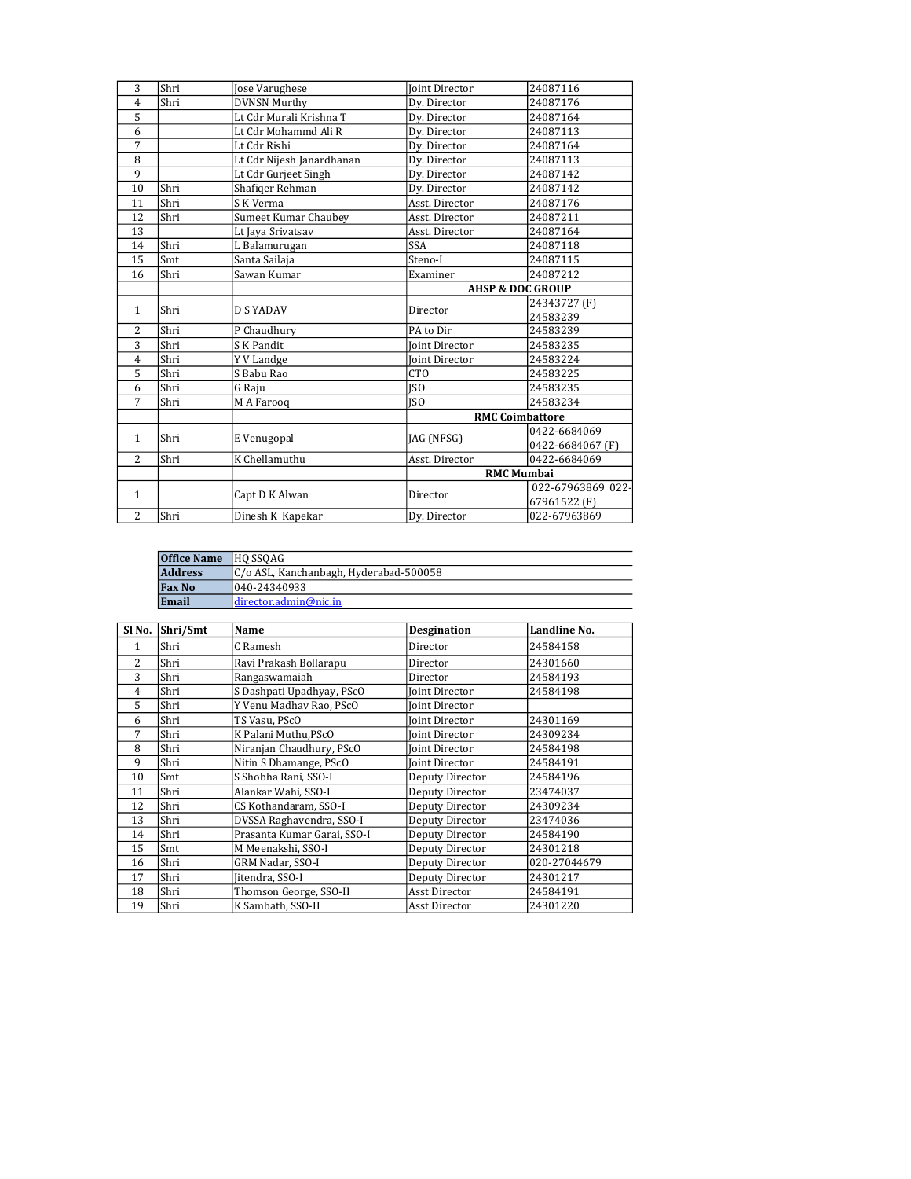| | | | | |
|---|---|---|---|---|
| 3 | Shri | Jose Varughese | Joint Director | 24087116 |
| 4 | Shri | DVNSN Murthy | Dy. Director | 24087176 |
| 5 | | Lt Cdr Murali Krishna T | Dy. Director | 24087164 |
| 6 | | Lt Cdr Mohammd Ali R | Dy. Director | 24087113 |
| 7 | | Lt Cdr Rishi | Dy. Director | 24087164 |
| 8 | | Lt Cdr Nijesh Janardhanan | Dy. Director | 24087113 |
| 9 | | Lt Cdr Gurjeet Singh | Dy. Director | 24087142 |
| 10 | Shri | Shafiqer Rehman | Dy. Director | 24087142 |
| 11 | Shri | S K Verma | Asst. Director | 24087176 |
| 12 | Shri | Sumeet Kumar Chaubey | Asst. Director | 24087211 |
| 13 | | Lt Jaya Srivatsav | Asst. Director | 24087164 |
| 14 | Shri | L Balamurugan | SSA | 24087118 |
| 15 | Smt | Santa Sailaja | Steno-I | 24087115 |
| 16 | Shri | Sawan Kumar | Examiner | 24087212 |
| | | | **AHSP & DOC GROUP** | |
| 1 | Shri | D S YADAV | Director | 24343727 (F) 24583239 |
| 2 | Shri | P Chaudhury | PA to Dir | 24583239 |
| 3 | Shri | S K Pandit | Joint Director | 24583235 |
| 4 | Shri | Y V Landge | Joint Director | 24583224 |
| 5 | Shri | S Babu Rao | CTO | 24583225 |
| 6 | Shri | G Raju | JSO | 24583235 |
| 7 | Shri | M A Farooq | JSO | 24583234 |
| | | | **RMC Coimbattore** | |
| 1 | Shri | E Venugopal | JAG (NFSG) | 0422-6684069 0422-6684067 (F) |
| 2 | Shri | K Chellamuthu | Asst. Director | 0422-6684069 |
| | | | **RMC Mumbai** | |
| 1 | | Capt D K Alwan | Director | 022-67963869 022-67961522 (F) |
| 2 | Shri | Dinesh K Kapekar | Dy. Director | 022-67963869 |

| | |
|---|---|
| **Office Name** | HQ SSQAG |
| **Address** | C/o ASL, Kanchanbagh, Hyderabad-500058 |
| **Fax No** | 040-24340933 |
| **Email** | director.admin@nic.in |

| Sl No. | Shri/Smt | Name | Desgination | Landline No. |
|---|---|---|---|---|
| 1 | Shri | C Ramesh | Director | 24584158 |
| 2 | Shri | Ravi Prakash Bollarapu | Director | 24301660 |
| 3 | Shri | Rangaswamaiah | Director | 24584193 |
| 4 | Shri | S Dashpati Upadhyay, PScO | Joint Director | 24584198 |
| 5 | Shri | Y Venu Madhav Rao, PScO | Joint Director | |
| 6 | Shri | TS Vasu, PScO | Joint Director | 24301169 |
| 7 | Shri | K Palani Muthu,PScO | Joint Director | 24309234 |
| 8 | Shri | Niranjan Chaudhury, PScO | Joint Director | 24584198 |
| 9 | Shri | Nitin S Dhamange, PScO | Joint Director | 24584191 |
| 10 | Smt | S Shobha Rani, SSO-I | Deputy Director | 24584196 |
| 11 | Shri | Alankar Wahi, SSO-I | Deputy Director | 23474037 |
| 12 | Shri | CS Kothandaram, SSO-I | Deputy Director | 24309234 |
| 13 | Shri | DVSSA Raghavendra, SSO-I | Deputy Director | 23474036 |
| 14 | Shri | Prasanta Kumar Garai, SSO-I | Deputy Director | 24584190 |
| 15 | Smt | M Meenakshi, SSO-I | Deputy Director | 24301218 |
| 16 | Shri | GRM Nadar, SSO-I | Deputy Director | 020-27044679 |
| 17 | Shri | Jitendra, SSO-I | Deputy Director | 24301217 |
| 18 | Shri | Thomson George, SSO-II | Asst Director | 24584191 |
| 19 | Shri | K Sambath, SSO-II | Asst Director | 24301220 |